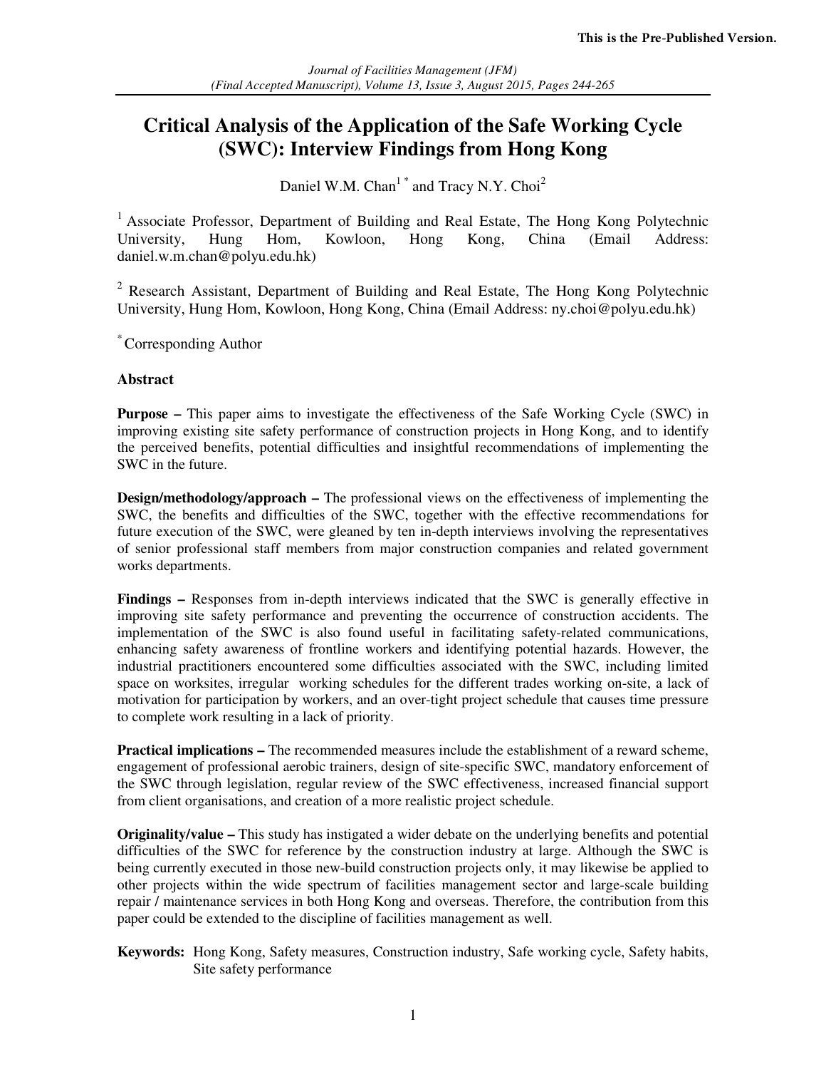This is the Pre-Published Version.

*Journal of Facilities Management (JFM)*
*(Final Accepted Manuscript), Volume 13, Issue 3, August 2015, Pages 244-265*

# Critical Analysis of the Application of the Safe Working Cycle (SWC): Interview Findings from Hong Kong

Daniel W.M. Chan[1 *] and Tracy N.Y. Choi[2]

[1] Associate Professor, Department of Building and Real Estate, The Hong Kong Polytechnic University, Hung Hom, Kowloon, Hong Kong, China (Email Address: daniel.w.m.chan@polyu.edu.hk)

[2] Research Assistant, Department of Building and Real Estate, The Hong Kong Polytechnic University, Hung Hom, Kowloon, Hong Kong, China (Email Address: ny.choi@polyu.edu.hk)

[*] Corresponding Author

## Abstract

**Purpose –** This paper aims to investigate the effectiveness of the Safe Working Cycle (SWC) in improving existing site safety performance of construction projects in Hong Kong, and to identify the perceived benefits, potential difficulties and insightful recommendations of implementing the SWC in the future.

**Design/methodology/approach –** The professional views on the effectiveness of implementing the SWC, the benefits and difficulties of the SWC, together with the effective recommendations for future execution of the SWC, were gleaned by ten in-depth interviews involving the representatives of senior professional staff members from major construction companies and related government works departments.

**Findings –** Responses from in-depth interviews indicated that the SWC is generally effective in improving site safety performance and preventing the occurrence of construction accidents. The implementation of the SWC is also found useful in facilitating safety-related communications, enhancing safety awareness of frontline workers and identifying potential hazards. However, the industrial practitioners encountered some difficulties associated with the SWC, including limited space on worksites, irregular working schedules for the different trades working on-site, a lack of motivation for participation by workers, and an over-tight project schedule that causes time pressure to complete work resulting in a lack of priority.

**Practical implications –** The recommended measures include the establishment of a reward scheme, engagement of professional aerobic trainers, design of site-specific SWC, mandatory enforcement of the SWC through legislation, regular review of the SWC effectiveness, increased financial support from client organisations, and creation of a more realistic project schedule.

**Originality/value –** This study has instigated a wider debate on the underlying benefits and potential difficulties of the SWC for reference by the construction industry at large. Although the SWC is being currently executed in those new-build construction projects only, it may likewise be applied to other projects within the wide spectrum of facilities management sector and large-scale building repair / maintenance services in both Hong Kong and overseas. Therefore, the contribution from this paper could be extended to the discipline of facilities management as well.

**Keywords:** Hong Kong, Safety measures, Construction industry, Safe working cycle, Safety habits, Site safety performance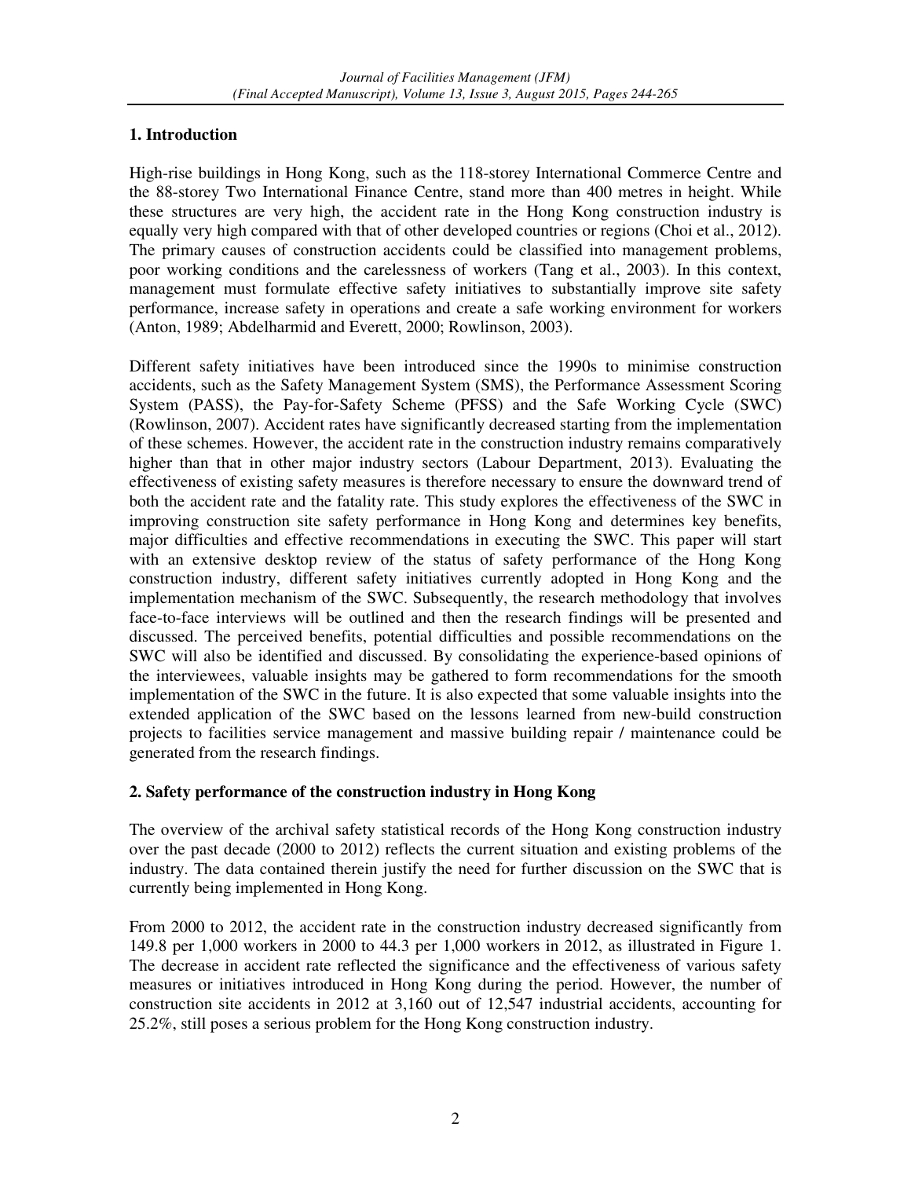## 1. Introduction

High-rise buildings in Hong Kong, such as the 118-storey International Commerce Centre and the 88-storey Two International Finance Centre, stand more than 400 metres in height. While these structures are very high, the accident rate in the Hong Kong construction industry is equally very high compared with that of other developed countries or regions (Choi et al., 2012). The primary causes of construction accidents could be classified into management problems, poor working conditions and the carelessness of workers (Tang et al., 2003). In this context, management must formulate effective safety initiatives to substantially improve site safety performance, increase safety in operations and create a safe working environment for workers (Anton, 1989; Abdelharmid and Everett, 2000; Rowlinson, 2003).

Different safety initiatives have been introduced since the 1990s to minimise construction accidents, such as the Safety Management System (SMS), the Performance Assessment Scoring System (PASS), the Pay-for-Safety Scheme (PFSS) and the Safe Working Cycle (SWC) (Rowlinson, 2007). Accident rates have significantly decreased starting from the implementation of these schemes. However, the accident rate in the construction industry remains comparatively higher than that in other major industry sectors (Labour Department, 2013). Evaluating the effectiveness of existing safety measures is therefore necessary to ensure the downward trend of both the accident rate and the fatality rate. This study explores the effectiveness of the SWC in improving construction site safety performance in Hong Kong and determines key benefits, major difficulties and effective recommendations in executing the SWC. This paper will start with an extensive desktop review of the status of safety performance of the Hong Kong construction industry, different safety initiatives currently adopted in Hong Kong and the implementation mechanism of the SWC. Subsequently, the research methodology that involves face-to-face interviews will be outlined and then the research findings will be presented and discussed. The perceived benefits, potential difficulties and possible recommendations on the SWC will also be identified and discussed. By consolidating the experience-based opinions of the interviewees, valuable insights may be gathered to form recommendations for the smooth implementation of the SWC in the future. It is also expected that some valuable insights into the extended application of the SWC based on the lessons learned from new-build construction projects to facilities service management and massive building repair / maintenance could be generated from the research findings.

## 2. Safety performance of the construction industry in Hong Kong

The overview of the archival safety statistical records of the Hong Kong construction industry over the past decade (2000 to 2012) reflects the current situation and existing problems of the industry. The data contained therein justify the need for further discussion on the SWC that is currently being implemented in Hong Kong.

From 2000 to 2012, the accident rate in the construction industry decreased significantly from 149.8 per 1,000 workers in 2000 to 44.3 per 1,000 workers in 2012, as illustrated in Figure 1. The decrease in accident rate reflected the significance and the effectiveness of various safety measures or initiatives introduced in Hong Kong during the period. However, the number of construction site accidents in 2012 at 3,160 out of 12,547 industrial accidents, accounting for 25.2%, still poses a serious problem for the Hong Kong construction industry.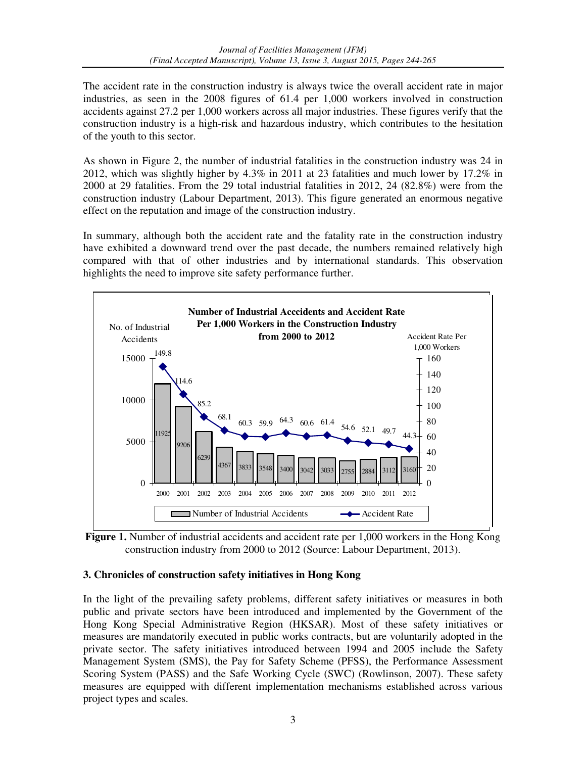The accident rate in the construction industry is always twice the overall accident rate in major industries, as seen in the 2008 figures of 61.4 per 1,000 workers involved in construction accidents against 27.2 per 1,000 workers across all major industries. These figures verify that the construction industry is a high-risk and hazardous industry, which contributes to the hesitation of the youth to this sector.

As shown in Figure 2, the number of industrial fatalities in the construction industry was 24 in 2012, which was slightly higher by 4.3% in 2011 at 23 fatalities and much lower by 17.2% in 2000 at 29 fatalities. From the 29 total industrial fatalities in 2012, 24 (82.8%) were from the construction industry (Labour Department, 2013). This figure generated an enormous negative effect on the reputation and image of the construction industry.

In summary, although both the accident rate and the fatality rate in the construction industry have exhibited a downward trend over the past decade, the numbers remained relatively high compared with that of other industries and by international standards. This observation highlights the need to improve site safety performance further.

**Number of Industrial Acccidents and Accident Rate Per 1,000 Workers in the Construction Industry from 2000 to 2012**

| Year | Number of Industrial Accidents | Accident Rate Per 1,000 Workers |
| --- | --- | --- |
| 2000 | 11925 | 149.8 |
| 2001 | 9206 | 114.6 |
| 2002 | 6239 | 85.2 |
| 2003 | 4367 | 68.1 |
| 2004 | 3833 | 60.3 |
| 2005 | 3548 | 59.9 |
| 2006 | 3400 | 64.3 |
| 2007 | 3042 | 60.6 |
| 2008 | 3033 | 61.4 |
| 2009 | 2755 | 54.6 |
| 2010 | 2884 | 52.1 |
| 2011 | 3112 | 49.7 |
| 2012 | 3160 | 44.3 |

**Figure 1.** Number of industrial accidents and accident rate per 1,000 workers in the Hong Kong construction industry from 2000 to 2012 (Source: Labour Department, 2013).

## 3. Chronicles of construction safety initiatives in Hong Kong

In the light of the prevailing safety problems, different safety initiatives or measures in both public and private sectors have been introduced and implemented by the Government of the Hong Kong Special Administrative Region (HKSAR). Most of these safety initiatives or measures are mandatorily executed in public works contracts, but are voluntarily adopted in the private sector. The safety initiatives introduced between 1994 and 2005 include the Safety Management System (SMS), the Pay for Safety Scheme (PFSS), the Performance Assessment Scoring System (PASS) and the Safe Working Cycle (SWC) (Rowlinson, 2007). These safety measures are equipped with different implementation mechanisms established across various project types and scales.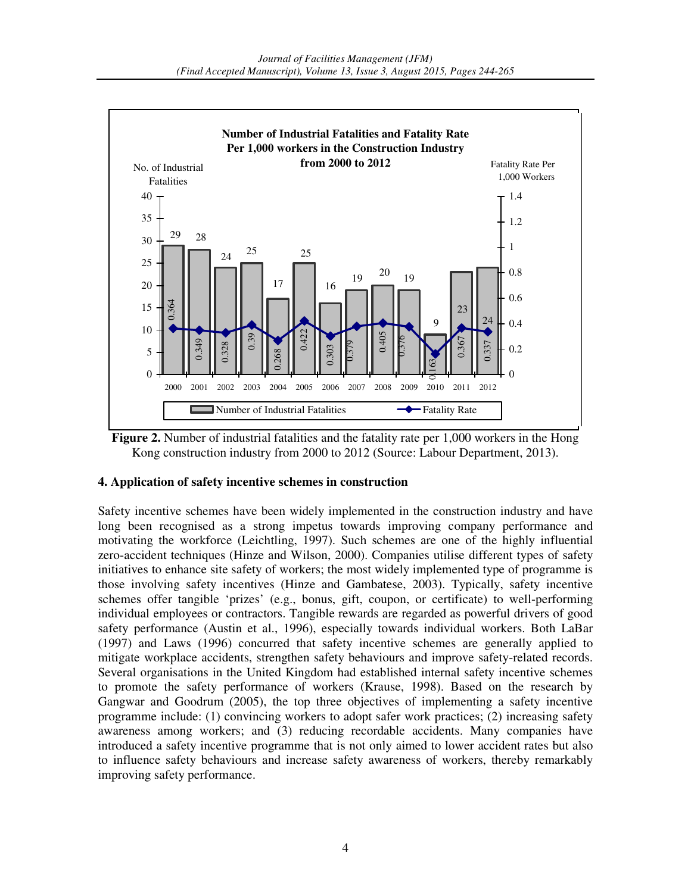**Figure 2.** Number of industrial fatalities and the fatality rate per 1,000 workers in the Hong Kong construction industry from 2000 to 2012 (Source: Labour Department, 2013).

## 4. Application of safety incentive schemes in construction

Safety incentive schemes have been widely implemented in the construction industry and have long been recognised as a strong impetus towards improving company performance and motivating the workforce (Leichtling, 1997). Such schemes are one of the highly influential zero-accident techniques (Hinze and Wilson, 2000). Companies utilise different types of safety initiatives to enhance site safety of workers; the most widely implemented type of programme is those involving safety incentives (Hinze and Gambatese, 2003). Typically, safety incentive schemes offer tangible 'prizes' (e.g., bonus, gift, coupon, or certificate) to well-performing individual employees or contractors. Tangible rewards are regarded as powerful drivers of good safety performance (Austin et al., 1996), especially towards individual workers. Both LaBar (1997) and Laws (1996) concurred that safety incentive schemes are generally applied to mitigate workplace accidents, strengthen safety behaviours and improve safety-related records. Several organisations in the United Kingdom had established internal safety incentive schemes to promote the safety performance of workers (Krause, 1998). Based on the research by Gangwar and Goodrum (2005), the top three objectives of implementing a safety incentive programme include: (1) convincing workers to adopt safer work practices; (2) increasing safety awareness among workers; and (3) reducing recordable accidents. Many companies have introduced a safety incentive programme that is not only aimed to lower accident rates but also to influence safety behaviours and increase safety awareness of workers, thereby remarkably improving safety performance.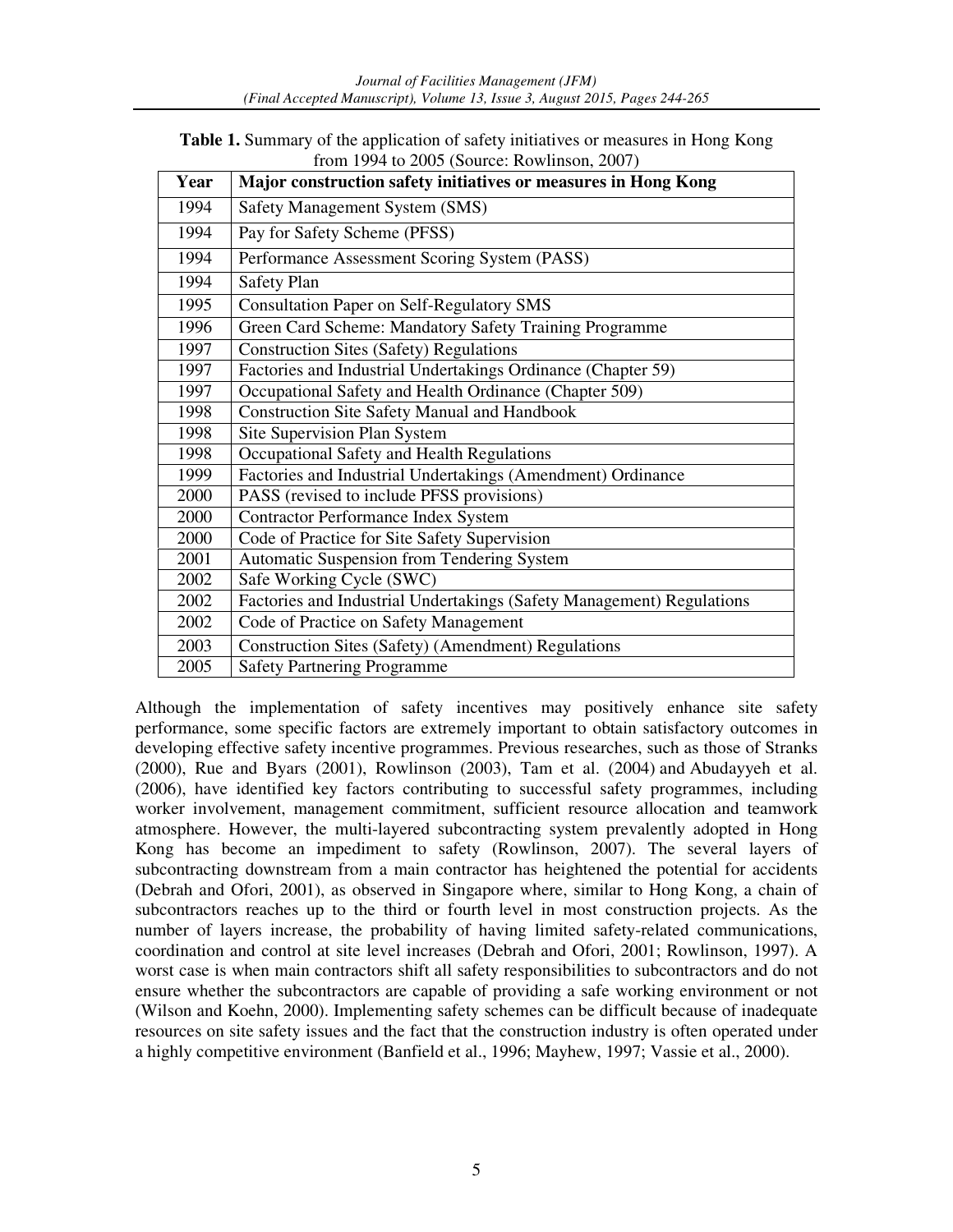**Table 1.** Summary of the application of safety initiatives or measures in Hong Kong from 1994 to 2005 (Source: Rowlinson, 2007)

| Year | Major construction safety initiatives or measures in Hong Kong |
|---|---|
| 1994 | Safety Management System (SMS) |
| 1994 | Pay for Safety Scheme (PFSS) |
| 1994 | Performance Assessment Scoring System (PASS) |
| 1994 | Safety Plan |
| 1995 | Consultation Paper on Self-Regulatory SMS |
| 1996 | Green Card Scheme: Mandatory Safety Training Programme |
| 1997 | Construction Sites (Safety) Regulations |
| 1997 | Factories and Industrial Undertakings Ordinance (Chapter 59) |
| 1997 | Occupational Safety and Health Ordinance (Chapter 509) |
| 1998 | Construction Site Safety Manual and Handbook |
| 1998 | Site Supervision Plan System |
| 1998 | Occupational Safety and Health Regulations |
| 1999 | Factories and Industrial Undertakings (Amendment) Ordinance |
| 2000 | PASS (revised to include PFSS provisions) |
| 2000 | Contractor Performance Index System |
| 2000 | Code of Practice for Site Safety Supervision |
| 2001 | Automatic Suspension from Tendering System |
| 2002 | Safe Working Cycle (SWC) |
| 2002 | Factories and Industrial Undertakings (Safety Management) Regulations |
| 2002 | Code of Practice on Safety Management |
| 2003 | Construction Sites (Safety) (Amendment) Regulations |
| 2005 | Safety Partnering Programme |

Although the implementation of safety incentives may positively enhance site safety performance, some specific factors are extremely important to obtain satisfactory outcomes in developing effective safety incentive programmes. Previous researches, such as those of Stranks (2000), Rue and Byars (2001), Rowlinson (2003), Tam et al. (2004) and Abudayyeh et al. (2006), have identified key factors contributing to successful safety programmes, including worker involvement, management commitment, sufficient resource allocation and teamwork atmosphere. However, the multi-layered subcontracting system prevalently adopted in Hong Kong has become an impediment to safety (Rowlinson, 2007). The several layers of subcontracting downstream from a main contractor has heightened the potential for accidents (Debrah and Ofori, 2001), as observed in Singapore where, similar to Hong Kong, a chain of subcontractors reaches up to the third or fourth level in most construction projects. As the number of layers increase, the probability of having limited safety-related communications, coordination and control at site level increases (Debrah and Ofori, 2001; Rowlinson, 1997). A worst case is when main contractors shift all safety responsibilities to subcontractors and do not ensure whether the subcontractors are capable of providing a safe working environment or not (Wilson and Koehn, 2000). Implementing safety schemes can be difficult because of inadequate resources on site safety issues and the fact that the construction industry is often operated under a highly competitive environment (Banfield et al., 1996; Mayhew, 1997; Vassie et al., 2000).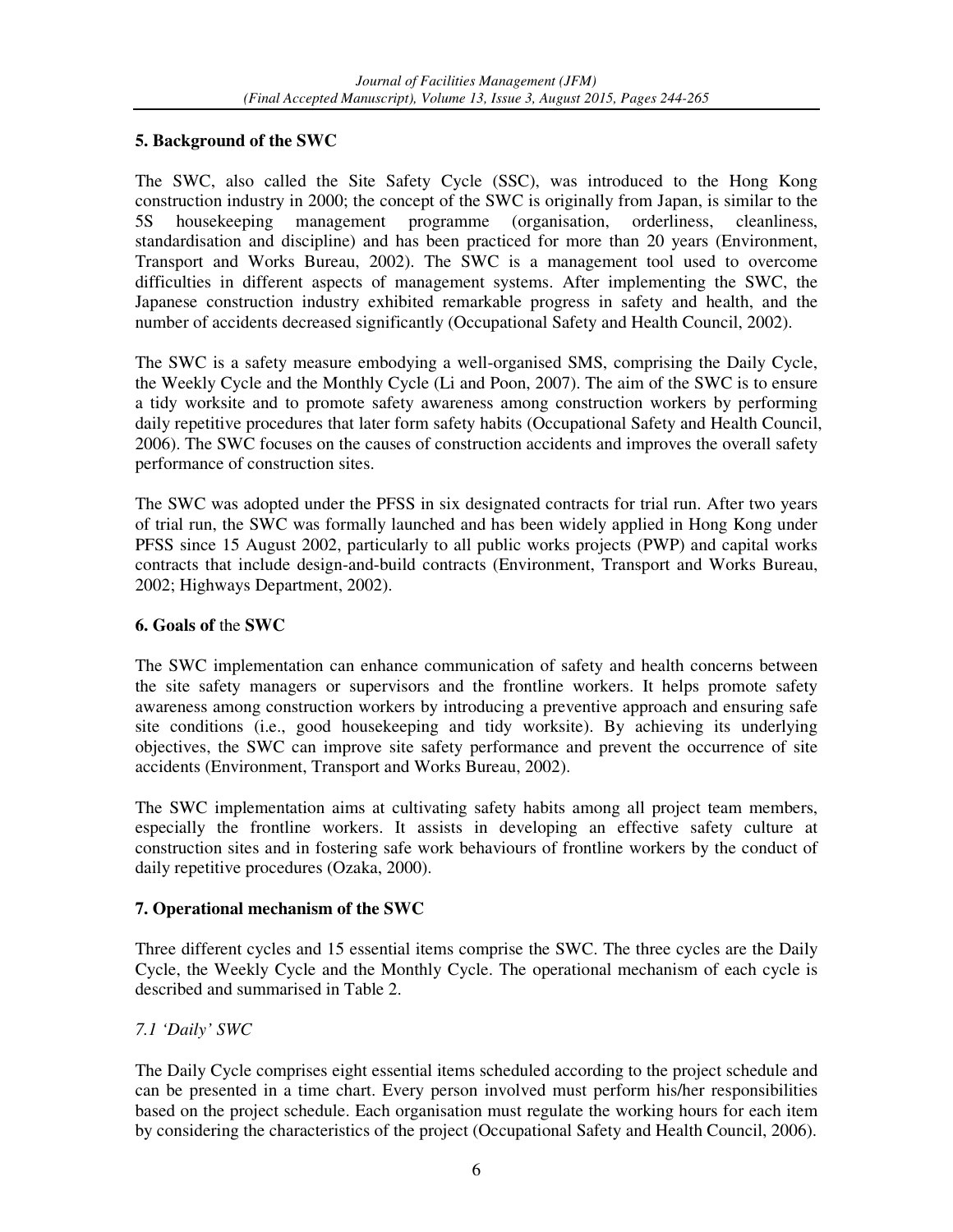## 5. Background of the SWC

The SWC, also called the Site Safety Cycle (SSC), was introduced to the Hong Kong construction industry in 2000; the concept of the SWC is originally from Japan, is similar to the 5S housekeeping management programme (organisation, orderliness, cleanliness, standardisation and discipline) and has been practiced for more than 20 years (Environment, Transport and Works Bureau, 2002). The SWC is a management tool used to overcome difficulties in different aspects of management systems. After implementing the SWC, the Japanese construction industry exhibited remarkable progress in safety and health, and the number of accidents decreased significantly (Occupational Safety and Health Council, 2002).

The SWC is a safety measure embodying a well-organised SMS, comprising the Daily Cycle, the Weekly Cycle and the Monthly Cycle (Li and Poon, 2007). The aim of the SWC is to ensure a tidy worksite and to promote safety awareness among construction workers by performing daily repetitive procedures that later form safety habits (Occupational Safety and Health Council, 2006). The SWC focuses on the causes of construction accidents and improves the overall safety performance of construction sites.

The SWC was adopted under the PFSS in six designated contracts for trial run. After two years of trial run, the SWC was formally launched and has been widely applied in Hong Kong under PFSS since 15 August 2002, particularly to all public works projects (PWP) and capital works contracts that include design-and-build contracts (Environment, Transport and Works Bureau, 2002; Highways Department, 2002).

## 6. Goals of the SWC

The SWC implementation can enhance communication of safety and health concerns between the site safety managers or supervisors and the frontline workers. It helps promote safety awareness among construction workers by introducing a preventive approach and ensuring safe site conditions (i.e., good housekeeping and tidy worksite). By achieving its underlying objectives, the SWC can improve site safety performance and prevent the occurrence of site accidents (Environment, Transport and Works Bureau, 2002).

The SWC implementation aims at cultivating safety habits among all project team members, especially the frontline workers. It assists in developing an effective safety culture at construction sites and in fostering safe work behaviours of frontline workers by the conduct of daily repetitive procedures (Ozaka, 2000).

## 7. Operational mechanism of the SWC

Three different cycles and 15 essential items comprise the SWC. The three cycles are the Daily Cycle, the Weekly Cycle and the Monthly Cycle. The operational mechanism of each cycle is described and summarised in Table 2.

### *7.1 'Daily' SWC*

The Daily Cycle comprises eight essential items scheduled according to the project schedule and can be presented in a time chart. Every person involved must perform his/her responsibilities based on the project schedule. Each organisation must regulate the working hours for each item by considering the characteristics of the project (Occupational Safety and Health Council, 2006).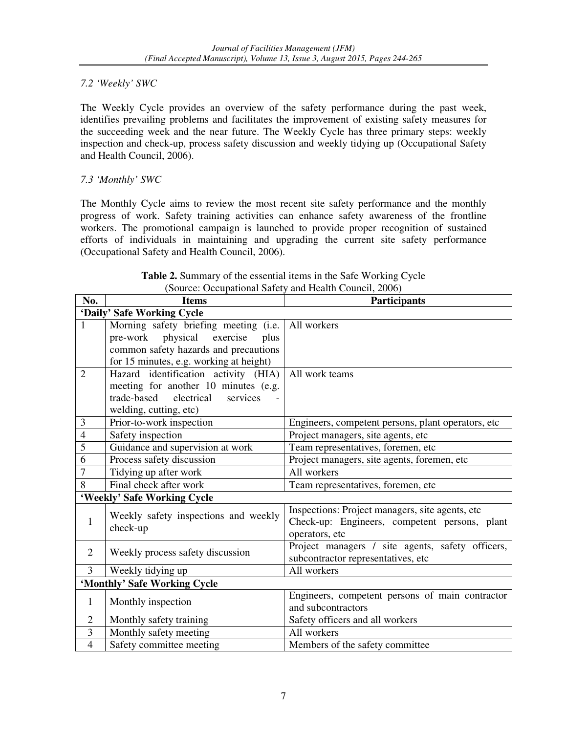### *7.2 'Weekly' SWC*

The Weekly Cycle provides an overview of the safety performance during the past week, identifies prevailing problems and facilitates the improvement of existing safety measures for the succeeding week and the near future. The Weekly Cycle has three primary steps: weekly inspection and check-up, process safety discussion and weekly tidying up (Occupational Safety and Health Council, 2006).

### *7.3 'Monthly' SWC*

The Monthly Cycle aims to review the most recent site safety performance and the monthly progress of work. Safety training activities can enhance safety awareness of the frontline workers. The promotional campaign is launched to provide proper recognition of sustained efforts of individuals in maintaining and upgrading the current site safety performance (Occupational Safety and Health Council, 2006).

**Table 2.** Summary of the essential items in the Safe Working Cycle
(Source: Occupational Safety and Health Council, 2006)

| No. | Items | Participants |
|---|---|---|
| **'Daily' Safe Working Cycle** | | |
| 1 | Morning safety briefing meeting (i.e. pre-work physical exercise plus common safety hazards and precautions for 15 minutes, e.g. working at height) | All workers |
| 2 | Hazard identification activity (HIA) meeting for another 10 minutes (e.g. trade-based electrical services - welding, cutting, etc) | All work teams |
| 3 | Prior-to-work inspection | Engineers, competent persons, plant operators, etc |
| 4 | Safety inspection | Project managers, site agents, etc |
| 5 | Guidance and supervision at work | Team representatives, foremen, etc |
| 6 | Process safety discussion | Project managers, site agents, foremen, etc |
| 7 | Tidying up after work | All workers |
| 8 | Final check after work | Team representatives, foremen, etc |
| **'Weekly' Safe Working Cycle** | | |
| 1 | Weekly safety inspections and weekly check-up | Inspections: Project managers, site agents, etc<br>Check-up: Engineers, competent persons, plant operators, etc |
| 2 | Weekly process safety discussion | Project managers / site agents, safety officers, subcontractor representatives, etc |
| 3 | Weekly tidying up | All workers |
| **'Monthly' Safe Working Cycle** | | |
| 1 | Monthly inspection | Engineers, competent persons of main contractor and subcontractors |
| 2 | Monthly safety training | Safety officers and all workers |
| 3 | Monthly safety meeting | All workers |
| 4 | Safety committee meeting | Members of the safety committee |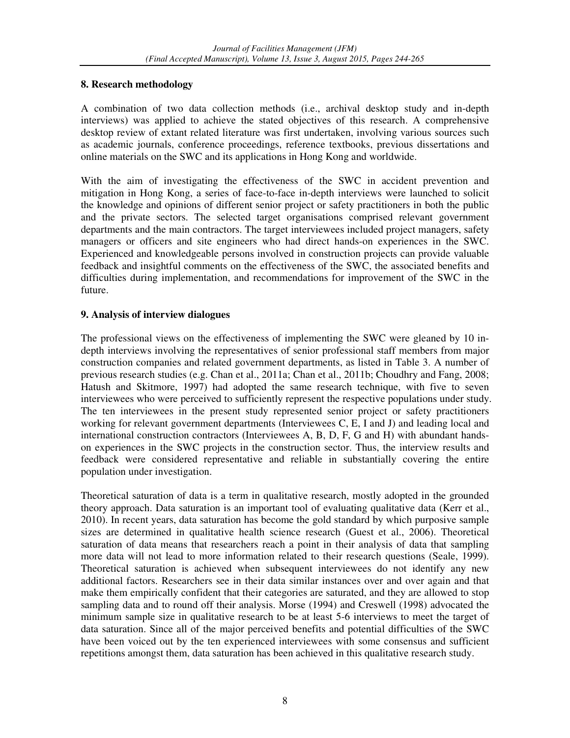## 8. Research methodology

A combination of two data collection methods (i.e., archival desktop study and in-depth interviews) was applied to achieve the stated objectives of this research. A comprehensive desktop review of extant related literature was first undertaken, involving various sources such as academic journals, conference proceedings, reference textbooks, previous dissertations and online materials on the SWC and its applications in Hong Kong and worldwide.

With the aim of investigating the effectiveness of the SWC in accident prevention and mitigation in Hong Kong, a series of face-to-face in-depth interviews were launched to solicit the knowledge and opinions of different senior project or safety practitioners in both the public and the private sectors. The selected target organisations comprised relevant government departments and the main contractors. The target interviewees included project managers, safety managers or officers and site engineers who had direct hands-on experiences in the SWC. Experienced and knowledgeable persons involved in construction projects can provide valuable feedback and insightful comments on the effectiveness of the SWC, the associated benefits and difficulties during implementation, and recommendations for improvement of the SWC in the future.

## 9. Analysis of interview dialogues

The professional views on the effectiveness of implementing the SWC were gleaned by 10 in-depth interviews involving the representatives of senior professional staff members from major construction companies and related government departments, as listed in Table 3. A number of previous research studies (e.g. Chan et al., 2011a; Chan et al., 2011b; Choudhry and Fang, 2008; Hatush and Skitmore, 1997) had adopted the same research technique, with five to seven interviewees who were perceived to sufficiently represent the respective populations under study. The ten interviewees in the present study represented senior project or safety practitioners working for relevant government departments (Interviewees C, E, I and J) and leading local and international construction contractors (Interviewees A, B, D, F, G and H) with abundant hands-on experiences in the SWC projects in the construction sector. Thus, the interview results and feedback were considered representative and reliable in substantially covering the entire population under investigation.

Theoretical saturation of data is a term in qualitative research, mostly adopted in the grounded theory approach. Data saturation is an important tool of evaluating qualitative data (Kerr et al., 2010). In recent years, data saturation has become the gold standard by which purposive sample sizes are determined in qualitative health science research (Guest et al., 2006). Theoretical saturation of data means that researchers reach a point in their analysis of data that sampling more data will not lead to more information related to their research questions (Seale, 1999). Theoretical saturation is achieved when subsequent interviewees do not identify any new additional factors. Researchers see in their data similar instances over and over again and that make them empirically confident that their categories are saturated, and they are allowed to stop sampling data and to round off their analysis. Morse (1994) and Creswell (1998) advocated the minimum sample size in qualitative research to be at least 5-6 interviews to meet the target of data saturation. Since all of the major perceived benefits and potential difficulties of the SWC have been voiced out by the ten experienced interviewees with some consensus and sufficient repetitions amongst them, data saturation has been achieved in this qualitative research study.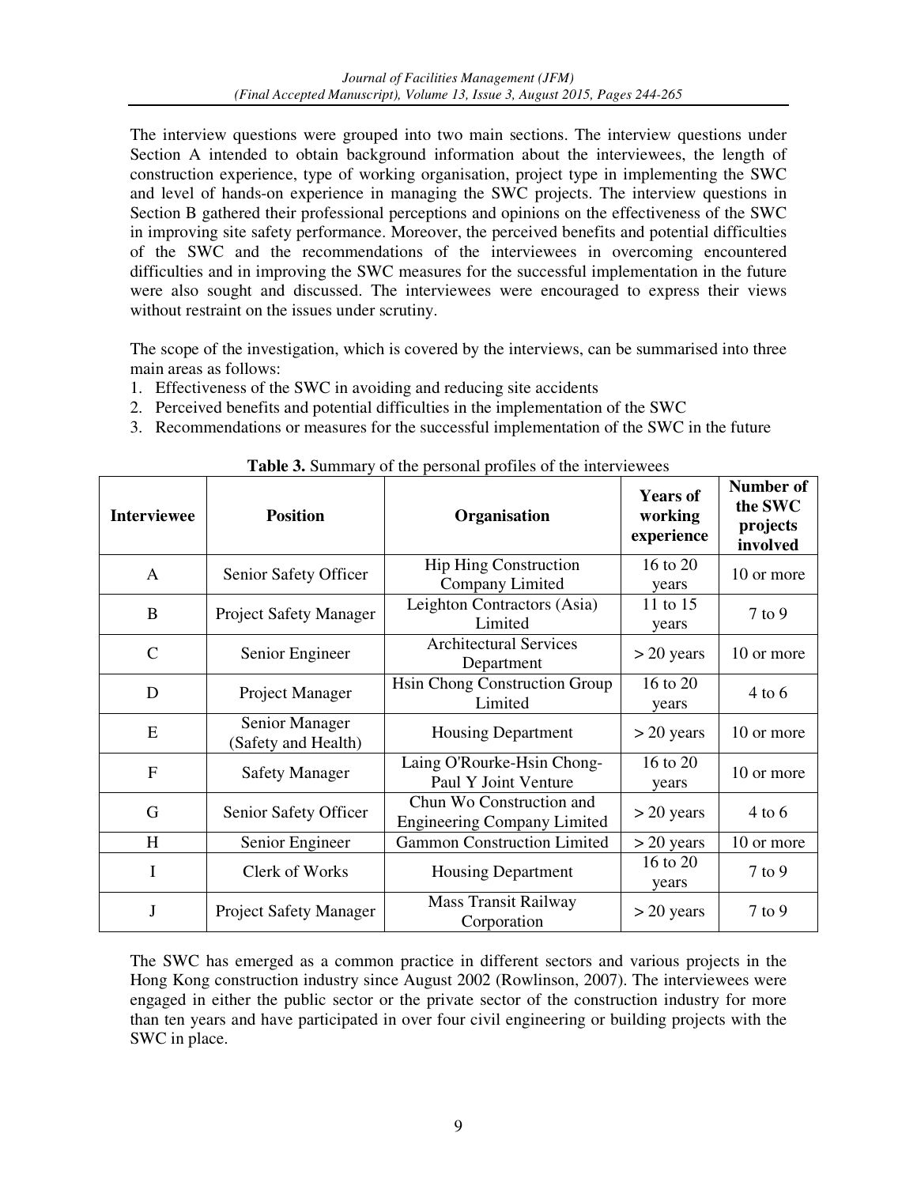The interview questions were grouped into two main sections. The interview questions under Section A intended to obtain background information about the interviewees, the length of construction experience, type of working organisation, project type in implementing the SWC and level of hands-on experience in managing the SWC projects. The interview questions in Section B gathered their professional perceptions and opinions on the effectiveness of the SWC in improving site safety performance. Moreover, the perceived benefits and potential difficulties of the SWC and the recommendations of the interviewees in overcoming encountered difficulties and in improving the SWC measures for the successful implementation in the future were also sought and discussed. The interviewees were encouraged to express their views without restraint on the issues under scrutiny.

The scope of the investigation, which is covered by the interviews, can be summarised into three main areas as follows:

1. Effectiveness of the SWC in avoiding and reducing site accidents
2. Perceived benefits and potential difficulties in the implementation of the SWC
3. Recommendations or measures for the successful implementation of the SWC in the future

**Table 3.** Summary of the personal profiles of the interviewees

| Interviewee | Position | Organisation | Years of working experience | Number of the SWC projects involved |
|---|---|---|---|---|
| A | Senior Safety Officer | Hip Hing Construction Company Limited | 16 to 20 years | 10 or more |
| B | Project Safety Manager | Leighton Contractors (Asia) Limited | 11 to 15 years | 7 to 9 |
| C | Senior Engineer | Architectural Services Department | > 20 years | 10 or more |
| D | Project Manager | Hsin Chong Construction Group Limited | 16 to 20 years | 4 to 6 |
| E | Senior Manager (Safety and Health) | Housing Department | > 20 years | 10 or more |
| F | Safety Manager | Laing O'Rourke-Hsin Chong-Paul Y Joint Venture | 16 to 20 years | 10 or more |
| G | Senior Safety Officer | Chun Wo Construction and Engineering Company Limited | > 20 years | 4 to 6 |
| H | Senior Engineer | Gammon Construction Limited | > 20 years | 10 or more |
| I | Clerk of Works | Housing Department | 16 to 20 years | 7 to 9 |
| J | Project Safety Manager | Mass Transit Railway Corporation | > 20 years | 7 to 9 |

The SWC has emerged as a common practice in different sectors and various projects in the Hong Kong construction industry since August 2002 (Rowlinson, 2007). The interviewees were engaged in either the public sector or the private sector of the construction industry for more than ten years and have participated in over four civil engineering or building projects with the SWC in place.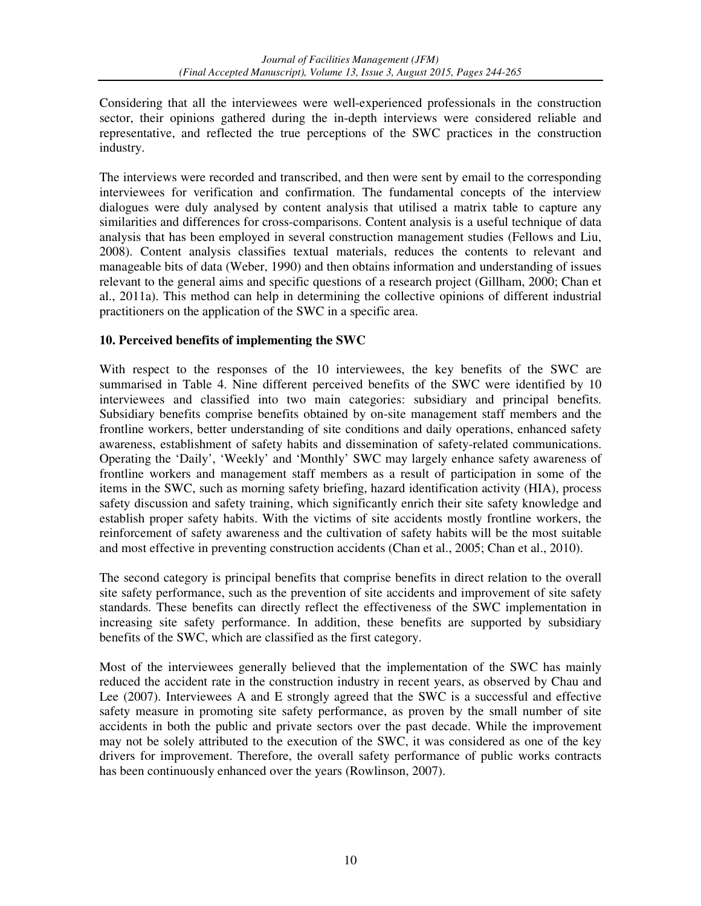Considering that all the interviewees were well-experienced professionals in the construction sector, their opinions gathered during the in-depth interviews were considered reliable and representative, and reflected the true perceptions of the SWC practices in the construction industry.

The interviews were recorded and transcribed, and then were sent by email to the corresponding interviewees for verification and confirmation. The fundamental concepts of the interview dialogues were duly analysed by content analysis that utilised a matrix table to capture any similarities and differences for cross-comparisons. Content analysis is a useful technique of data analysis that has been employed in several construction management studies (Fellows and Liu, 2008). Content analysis classifies textual materials, reduces the contents to relevant and manageable bits of data (Weber, 1990) and then obtains information and understanding of issues relevant to the general aims and specific questions of a research project (Gillham, 2000; Chan et al., 2011a). This method can help in determining the collective opinions of different industrial practitioners on the application of the SWC in a specific area.

## 10. Perceived benefits of implementing the SWC

With respect to the responses of the 10 interviewees, the key benefits of the SWC are summarised in Table 4. Nine different perceived benefits of the SWC were identified by 10 interviewees and classified into two main categories: subsidiary and principal benefits. Subsidiary benefits comprise benefits obtained by on-site management staff members and the frontline workers, better understanding of site conditions and daily operations, enhanced safety awareness, establishment of safety habits and dissemination of safety-related communications. Operating the 'Daily', 'Weekly' and 'Monthly' SWC may largely enhance safety awareness of frontline workers and management staff members as a result of participation in some of the items in the SWC, such as morning safety briefing, hazard identification activity (HIA), process safety discussion and safety training, which significantly enrich their site safety knowledge and establish proper safety habits. With the victims of site accidents mostly frontline workers, the reinforcement of safety awareness and the cultivation of safety habits will be the most suitable and most effective in preventing construction accidents (Chan et al., 2005; Chan et al., 2010).

The second category is principal benefits that comprise benefits in direct relation to the overall site safety performance, such as the prevention of site accidents and improvement of site safety standards. These benefits can directly reflect the effectiveness of the SWC implementation in increasing site safety performance. In addition, these benefits are supported by subsidiary benefits of the SWC, which are classified as the first category.

Most of the interviewees generally believed that the implementation of the SWC has mainly reduced the accident rate in the construction industry in recent years, as observed by Chau and Lee (2007). Interviewees A and E strongly agreed that the SWC is a successful and effective safety measure in promoting site safety performance, as proven by the small number of site accidents in both the public and private sectors over the past decade. While the improvement may not be solely attributed to the execution of the SWC, it was considered as one of the key drivers for improvement. Therefore, the overall safety performance of public works contracts has been continuously enhanced over the years (Rowlinson, 2007).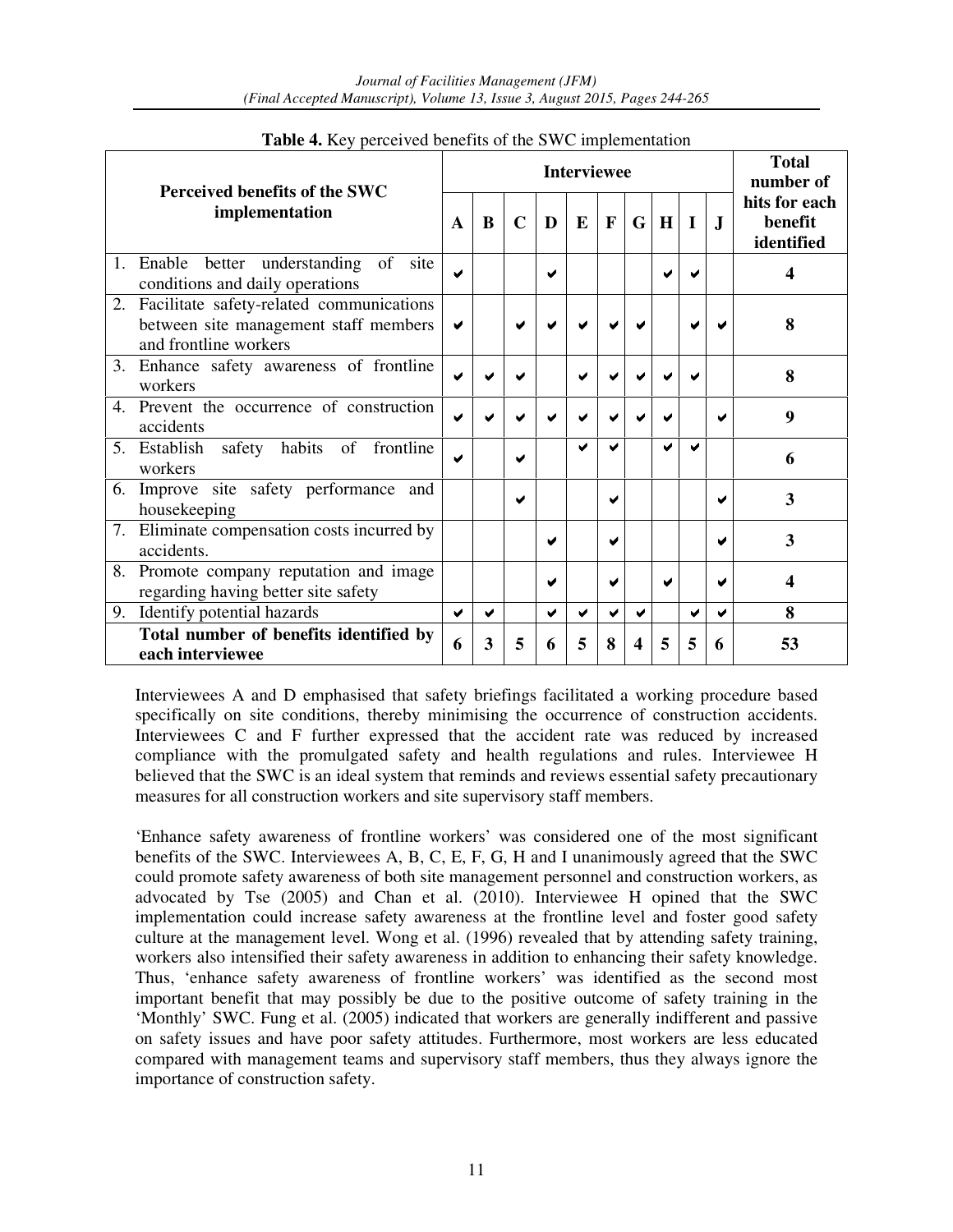**Table 4.** Key perceived benefits of the SWC implementation

| Perceived benefits of the SWC implementation | Interviewee | | | | | | | | | | Total number of hits for each benefit identified |
|---|---|---|---|---|---|---|---|---|---|---|---|
| | A | B | C | D | E | F | G | H | I | J | |
| 1. Enable better understanding of site conditions and daily operations | ✔ | | | ✔ | | | | ✔ | ✔ | | **4** |
| 2. Facilitate safety-related communications between site management staff members and frontline workers | ✔ | | ✔ | ✔ | ✔ | ✔ | ✔ | | ✔ | ✔ | **8** |
| 3. Enhance safety awareness of frontline workers | ✔ | ✔ | ✔ | | ✔ | ✔ | ✔ | ✔ | ✔ | | **8** |
| 4. Prevent the occurrence of construction accidents | ✔ | ✔ | ✔ | ✔ | ✔ | ✔ | ✔ | ✔ | | ✔ | **9** |
| 5. Establish safety habits of frontline workers | ✔ | | ✔ | | ✔ | ✔ | | ✔ | ✔ | | **6** |
| 6. Improve site safety performance and housekeeping | | | ✔ | | | ✔ | | | | ✔ | **3** |
| 7. Eliminate compensation costs incurred by accidents. | | | | ✔ | | ✔ | | | | ✔ | **3** |
| 8. Promote company reputation and image regarding having better site safety | | | | ✔ | | ✔ | | ✔ | | ✔ | **4** |
| 9. Identify potential hazards | ✔ | ✔ | | ✔ | ✔ | ✔ | ✔ | | ✔ | ✔ | **8** |
| **Total number of benefits identified by each interviewee** | **6** | **3** | **5** | **6** | **5** | **8** | **4** | **5** | **5** | **6** | **53** |

Interviewees A and D emphasised that safety briefings facilitated a working procedure based specifically on site conditions, thereby minimising the occurrence of construction accidents. Interviewees C and F further expressed that the accident rate was reduced by increased compliance with the promulgated safety and health regulations and rules. Interviewee H believed that the SWC is an ideal system that reminds and reviews essential safety precautionary measures for all construction workers and site supervisory staff members.

'Enhance safety awareness of frontline workers' was considered one of the most significant benefits of the SWC. Interviewees A, B, C, E, F, G, H and I unanimously agreed that the SWC could promote safety awareness of both site management personnel and construction workers, as advocated by Tse (2005) and Chan et al. (2010). Interviewee H opined that the SWC implementation could increase safety awareness at the frontline level and foster good safety culture at the management level. Wong et al. (1996) revealed that by attending safety training, workers also intensified their safety awareness in addition to enhancing their safety knowledge. Thus, 'enhance safety awareness of frontline workers' was identified as the second most important benefit that may possibly be due to the positive outcome of safety training in the 'Monthly' SWC. Fung et al. (2005) indicated that workers are generally indifferent and passive on safety issues and have poor safety attitudes. Furthermore, most workers are less educated compared with management teams and supervisory staff members, thus they always ignore the importance of construction safety.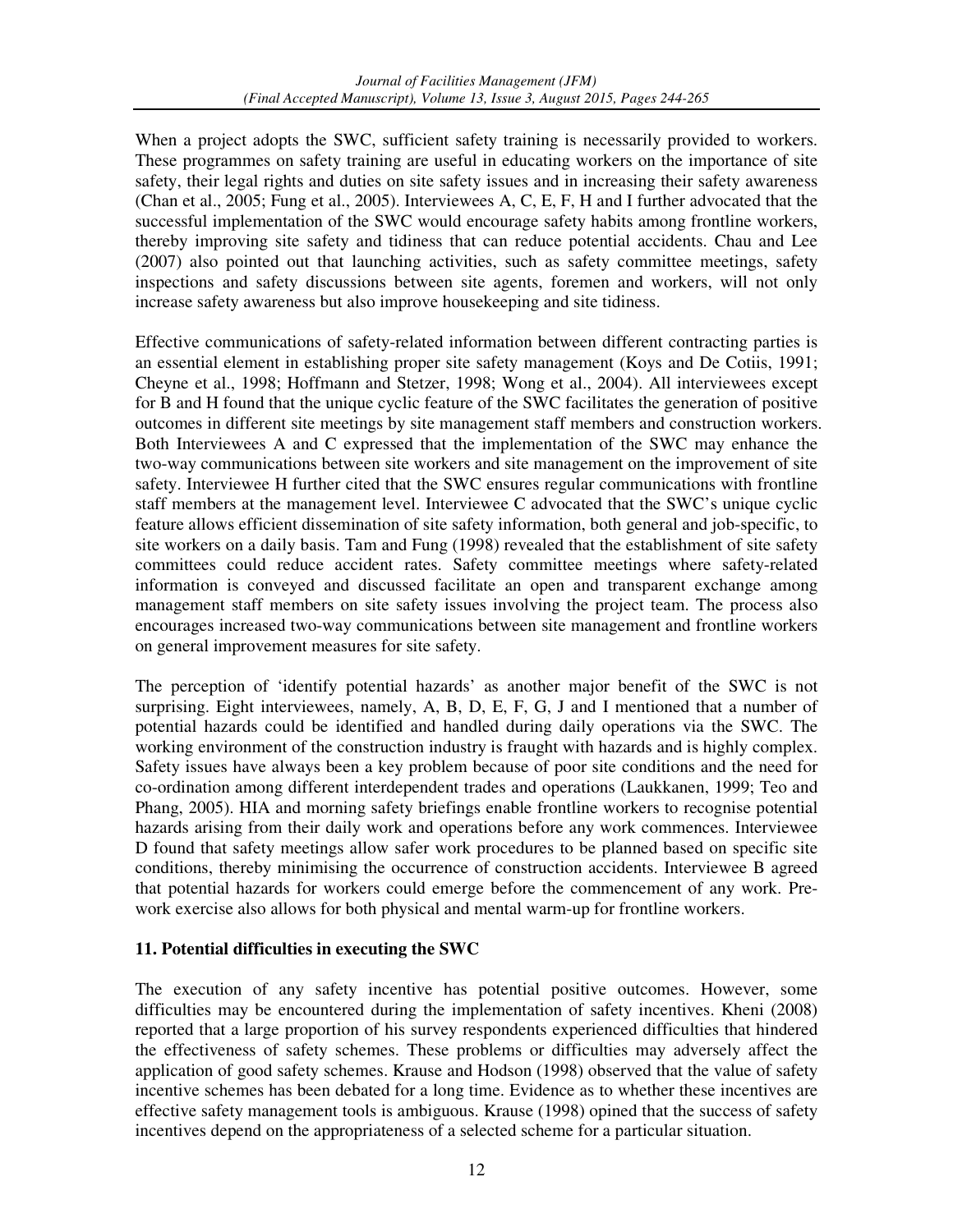When a project adopts the SWC, sufficient safety training is necessarily provided to workers. These programmes on safety training are useful in educating workers on the importance of site safety, their legal rights and duties on site safety issues and in increasing their safety awareness (Chan et al., 2005; Fung et al., 2005). Interviewees A, C, E, F, H and I further advocated that the successful implementation of the SWC would encourage safety habits among frontline workers, thereby improving site safety and tidiness that can reduce potential accidents. Chau and Lee (2007) also pointed out that launching activities, such as safety committee meetings, safety inspections and safety discussions between site agents, foremen and workers, will not only increase safety awareness but also improve housekeeping and site tidiness.

Effective communications of safety-related information between different contracting parties is an essential element in establishing proper site safety management (Koys and De Cotiis, 1991; Cheyne et al., 1998; Hoffmann and Stetzer, 1998; Wong et al., 2004). All interviewees except for B and H found that the unique cyclic feature of the SWC facilitates the generation of positive outcomes in different site meetings by site management staff members and construction workers. Both Interviewees A and C expressed that the implementation of the SWC may enhance the two-way communications between site workers and site management on the improvement of site safety. Interviewee H further cited that the SWC ensures regular communications with frontline staff members at the management level. Interviewee C advocated that the SWC's unique cyclic feature allows efficient dissemination of site safety information, both general and job-specific, to site workers on a daily basis. Tam and Fung (1998) revealed that the establishment of site safety committees could reduce accident rates. Safety committee meetings where safety-related information is conveyed and discussed facilitate an open and transparent exchange among management staff members on site safety issues involving the project team. The process also encourages increased two-way communications between site management and frontline workers on general improvement measures for site safety.

The perception of 'identify potential hazards' as another major benefit of the SWC is not surprising. Eight interviewees, namely, A, B, D, E, F, G, J and I mentioned that a number of potential hazards could be identified and handled during daily operations via the SWC. The working environment of the construction industry is fraught with hazards and is highly complex. Safety issues have always been a key problem because of poor site conditions and the need for co-ordination among different interdependent trades and operations (Laukkanen, 1999; Teo and Phang, 2005). HIA and morning safety briefings enable frontline workers to recognise potential hazards arising from their daily work and operations before any work commences. Interviewee D found that safety meetings allow safer work procedures to be planned based on specific site conditions, thereby minimising the occurrence of construction accidents. Interviewee B agreed that potential hazards for workers could emerge before the commencement of any work. Pre-work exercise also allows for both physical and mental warm-up for frontline workers.

## 11. Potential difficulties in executing the SWC

The execution of any safety incentive has potential positive outcomes. However, some difficulties may be encountered during the implementation of safety incentives. Kheni (2008) reported that a large proportion of his survey respondents experienced difficulties that hindered the effectiveness of safety schemes. These problems or difficulties may adversely affect the application of good safety schemes. Krause and Hodson (1998) observed that the value of safety incentive schemes has been debated for a long time. Evidence as to whether these incentives are effective safety management tools is ambiguous. Krause (1998) opined that the success of safety incentives depend on the appropriateness of a selected scheme for a particular situation.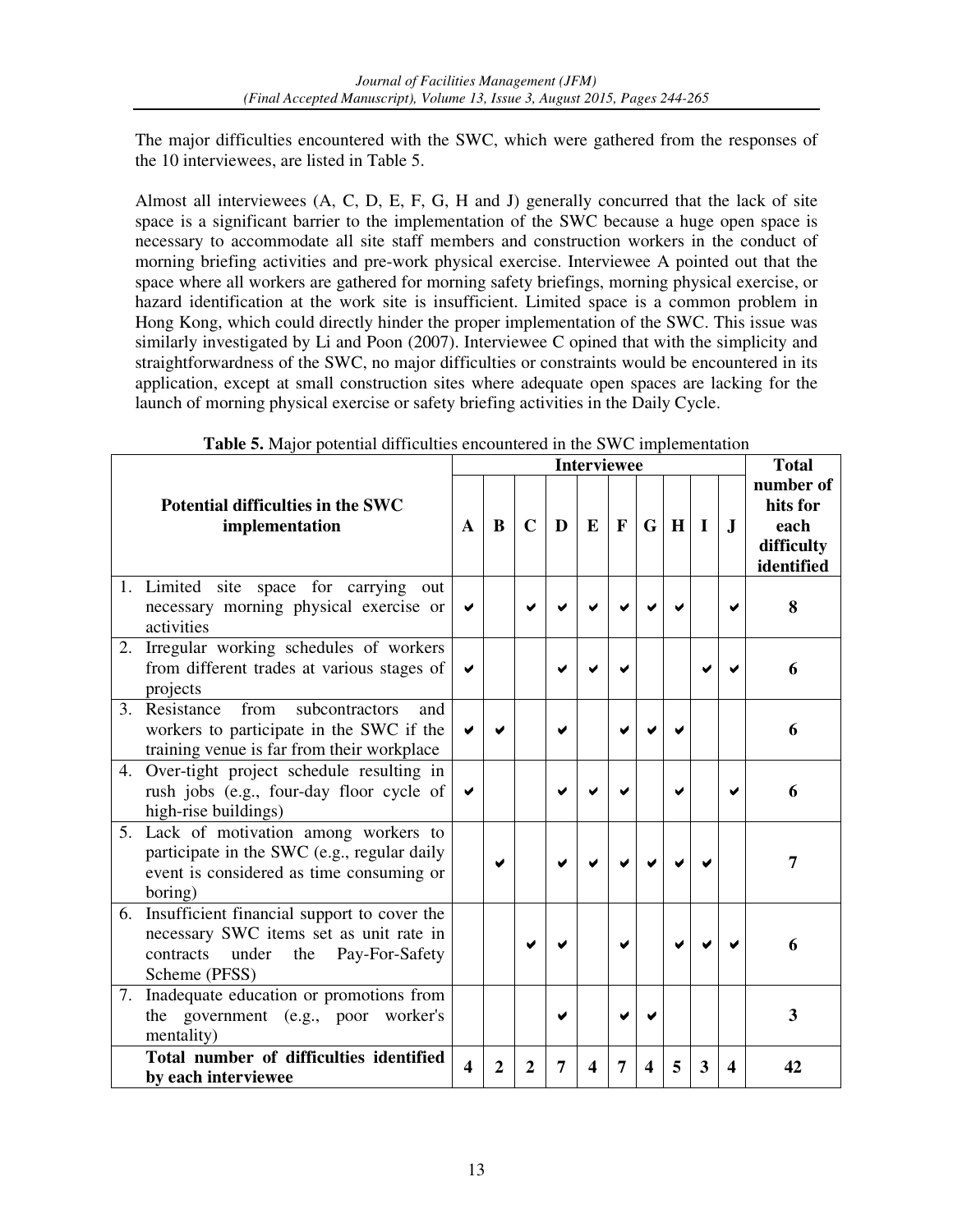The major difficulties encountered with the SWC, which were gathered from the responses of the 10 interviewees, are listed in Table 5.

Almost all interviewees (A, C, D, E, F, G, H and J) generally concurred that the lack of site space is a significant barrier to the implementation of the SWC because a huge open space is necessary to accommodate all site staff members and construction workers in the conduct of morning briefing activities and pre-work physical exercise. Interviewee A pointed out that the space where all workers are gathered for morning safety briefings, morning physical exercise, or hazard identification at the work site is insufficient. Limited space is a common problem in Hong Kong, which could directly hinder the proper implementation of the SWC. This issue was similarly investigated by Li and Poon (2007). Interviewee C opined that with the simplicity and straightforwardness of the SWC, no major difficulties or constraints would be encountered in its application, except at small construction sites where adequate open spaces are lacking for the launch of morning physical exercise or safety briefing activities in the Daily Cycle.

**Table 5.** Major potential difficulties encountered in the SWC implementation

| Potential difficulties in the SWC implementation | Interviewee | | | | | | | | | | Total number of hits for each difficulty identified |
|---|---|---|---|---|---|---|---|---|---|---|---|
| | A | B | C | D | E | F | G | H | I | J | |
| 1. Limited site space for carrying out necessary morning physical exercise or activities | ✔ | | ✔ | ✔ | ✔ | ✔ | ✔ | ✔ | | ✔ | 8 |
| 2. Irregular working schedules of workers from different trades at various stages of projects | ✔ | | | ✔ | ✔ | ✔ | | | ✔ | ✔ | 6 |
| 3. Resistance from subcontractors and workers to participate in the SWC if the training venue is far from their workplace | ✔ | ✔ | | ✔ | | ✔ | ✔ | ✔ | | | 6 |
| 4. Over-tight project schedule resulting in rush jobs (e.g., four-day floor cycle of high-rise buildings) | ✔ | | | ✔ | ✔ | ✔ | | ✔ | | ✔ | 6 |
| 5. Lack of motivation among workers to participate in the SWC (e.g., regular daily event is considered as time consuming or boring) | | ✔ | | ✔ | ✔ | ✔ | ✔ | ✔ | ✔ | | 7 |
| 6. Insufficient financial support to cover the necessary SWC items set as unit rate in contracts under the Pay-For-Safety Scheme (PFSS) | | | ✔ | ✔ | | ✔ | | ✔ | ✔ | ✔ | 6 |
| 7. Inadequate education or promotions from the government (e.g., poor worker's mentality) | | | | ✔ | | ✔ | ✔ | | | | 3 |
| **Total number of difficulties identified by each interviewee** | **4** | **2** | **2** | **7** | **4** | **7** | **4** | **5** | **3** | **4** | **42** |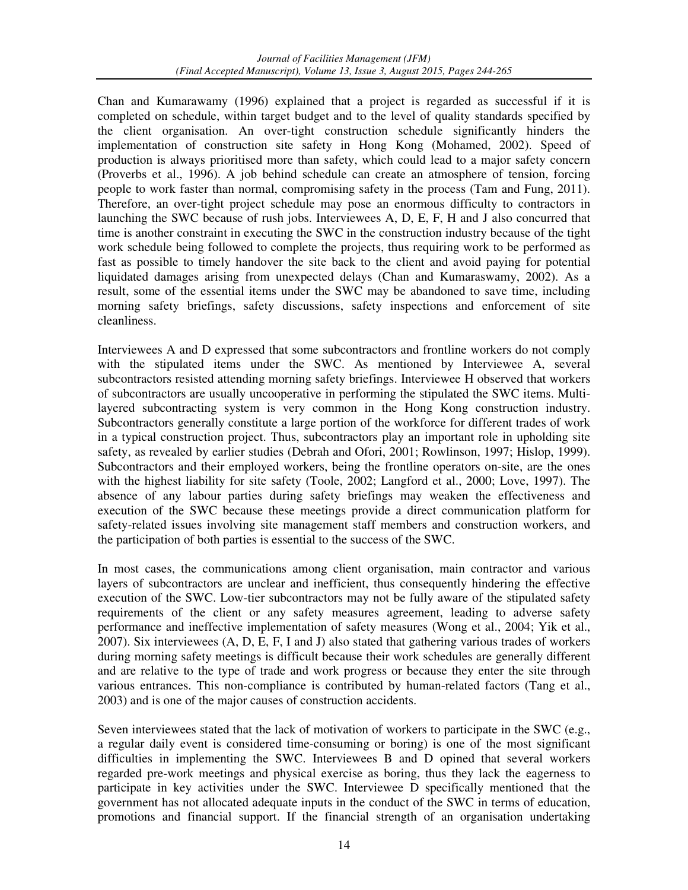Chan and Kumarawamy (1996) explained that a project is regarded as successful if it is completed on schedule, within target budget and to the level of quality standards specified by the client organisation. An over-tight construction schedule significantly hinders the implementation of construction site safety in Hong Kong (Mohamed, 2002). Speed of production is always prioritised more than safety, which could lead to a major safety concern (Proverbs et al., 1996). A job behind schedule can create an atmosphere of tension, forcing people to work faster than normal, compromising safety in the process (Tam and Fung, 2011). Therefore, an over-tight project schedule may pose an enormous difficulty to contractors in launching the SWC because of rush jobs. Interviewees A, D, E, F, H and J also concurred that time is another constraint in executing the SWC in the construction industry because of the tight work schedule being followed to complete the projects, thus requiring work to be performed as fast as possible to timely handover the site back to the client and avoid paying for potential liquidated damages arising from unexpected delays (Chan and Kumaraswamy, 2002). As a result, some of the essential items under the SWC may be abandoned to save time, including morning safety briefings, safety discussions, safety inspections and enforcement of site cleanliness.

Interviewees A and D expressed that some subcontractors and frontline workers do not comply with the stipulated items under the SWC. As mentioned by Interviewee A, several subcontractors resisted attending morning safety briefings. Interviewee H observed that workers of subcontractors are usually uncooperative in performing the stipulated the SWC items. Multi-layered subcontracting system is very common in the Hong Kong construction industry. Subcontractors generally constitute a large portion of the workforce for different trades of work in a typical construction project. Thus, subcontractors play an important role in upholding site safety, as revealed by earlier studies (Debrah and Ofori, 2001; Rowlinson, 1997; Hislop, 1999). Subcontractors and their employed workers, being the frontline operators on-site, are the ones with the highest liability for site safety (Toole, 2002; Langford et al., 2000; Love, 1997). The absence of any labour parties during safety briefings may weaken the effectiveness and execution of the SWC because these meetings provide a direct communication platform for safety-related issues involving site management staff members and construction workers, and the participation of both parties is essential to the success of the SWC.

In most cases, the communications among client organisation, main contractor and various layers of subcontractors are unclear and inefficient, thus consequently hindering the effective execution of the SWC. Low-tier subcontractors may not be fully aware of the stipulated safety requirements of the client or any safety measures agreement, leading to adverse safety performance and ineffective implementation of safety measures (Wong et al., 2004; Yik et al., 2007). Six interviewees (A, D, E, F, I and J) also stated that gathering various trades of workers during morning safety meetings is difficult because their work schedules are generally different and are relative to the type of trade and work progress or because they enter the site through various entrances. This non-compliance is contributed by human-related factors (Tang et al., 2003) and is one of the major causes of construction accidents.

Seven interviewees stated that the lack of motivation of workers to participate in the SWC (e.g., a regular daily event is considered time-consuming or boring) is one of the most significant difficulties in implementing the SWC. Interviewees B and D opined that several workers regarded pre-work meetings and physical exercise as boring, thus they lack the eagerness to participate in key activities under the SWC. Interviewee D specifically mentioned that the government has not allocated adequate inputs in the conduct of the SWC in terms of education, promotions and financial support. If the financial strength of an organisation undertaking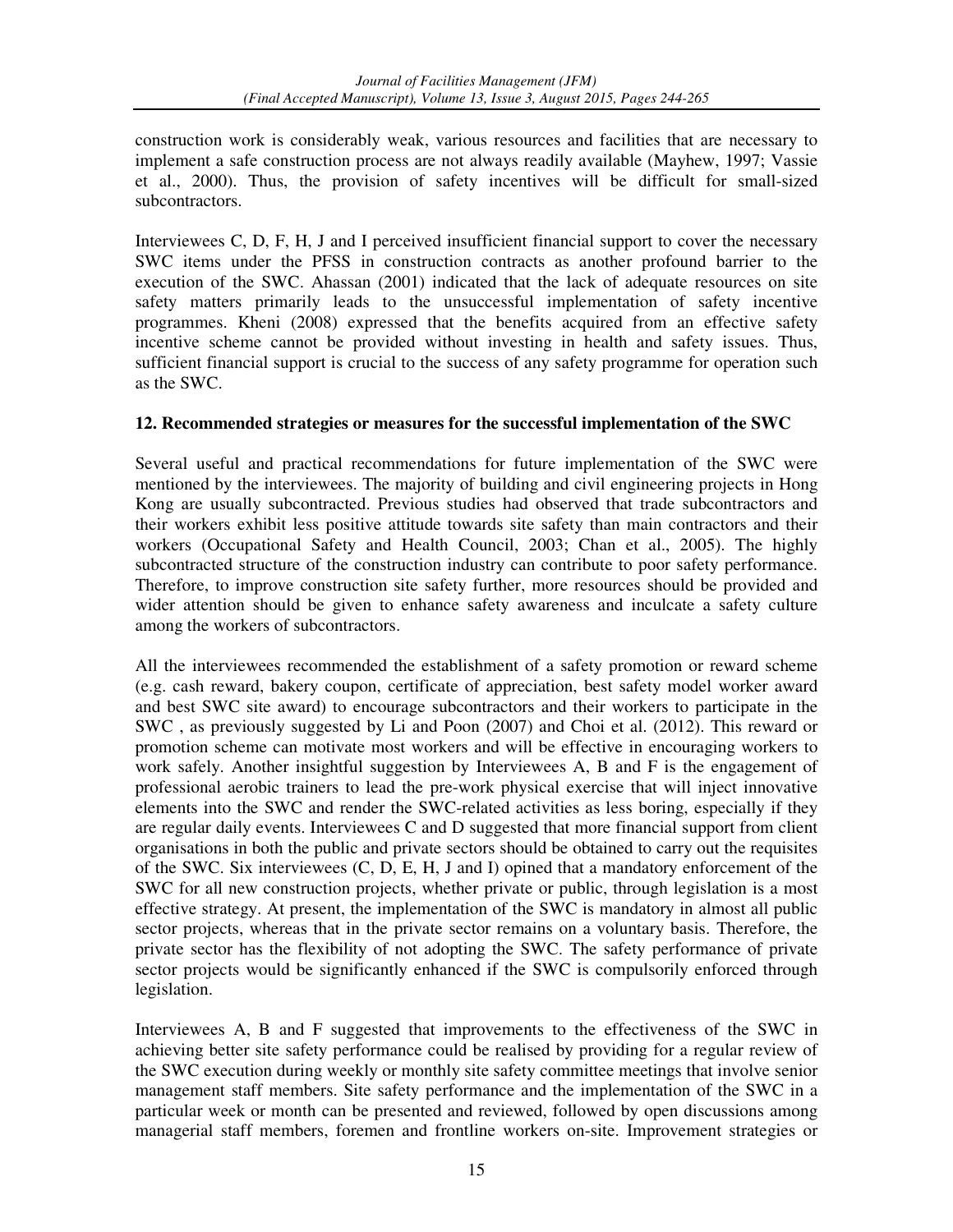construction work is considerably weak, various resources and facilities that are necessary to implement a safe construction process are not always readily available (Mayhew, 1997; Vassie et al., 2000). Thus, the provision of safety incentives will be difficult for small-sized subcontractors.

Interviewees C, D, F, H, J and I perceived insufficient financial support to cover the necessary SWC items under the PFSS in construction contracts as another profound barrier to the execution of the SWC. Ahassan (2001) indicated that the lack of adequate resources on site safety matters primarily leads to the unsuccessful implementation of safety incentive programmes. Kheni (2008) expressed that the benefits acquired from an effective safety incentive scheme cannot be provided without investing in health and safety issues. Thus, sufficient financial support is crucial to the success of any safety programme for operation such as the SWC.

## 12. Recommended strategies or measures for the successful implementation of the SWC

Several useful and practical recommendations for future implementation of the SWC were mentioned by the interviewees. The majority of building and civil engineering projects in Hong Kong are usually subcontracted. Previous studies had observed that trade subcontractors and their workers exhibit less positive attitude towards site safety than main contractors and their workers (Occupational Safety and Health Council, 2003; Chan et al., 2005). The highly subcontracted structure of the construction industry can contribute to poor safety performance. Therefore, to improve construction site safety further, more resources should be provided and wider attention should be given to enhance safety awareness and inculcate a safety culture among the workers of subcontractors.

All the interviewees recommended the establishment of a safety promotion or reward scheme (e.g. cash reward, bakery coupon, certificate of appreciation, best safety model worker award and best SWC site award) to encourage subcontractors and their workers to participate in the SWC , as previously suggested by Li and Poon (2007) and Choi et al. (2012). This reward or promotion scheme can motivate most workers and will be effective in encouraging workers to work safely. Another insightful suggestion by Interviewees A, B and F is the engagement of professional aerobic trainers to lead the pre-work physical exercise that will inject innovative elements into the SWC and render the SWC-related activities as less boring, especially if they are regular daily events. Interviewees C and D suggested that more financial support from client organisations in both the public and private sectors should be obtained to carry out the requisites of the SWC. Six interviewees (C, D, E, H, J and I) opined that a mandatory enforcement of the SWC for all new construction projects, whether private or public, through legislation is a most effective strategy. At present, the implementation of the SWC is mandatory in almost all public sector projects, whereas that in the private sector remains on a voluntary basis. Therefore, the private sector has the flexibility of not adopting the SWC. The safety performance of private sector projects would be significantly enhanced if the SWC is compulsorily enforced through legislation.

Interviewees A, B and F suggested that improvements to the effectiveness of the SWC in achieving better site safety performance could be realised by providing for a regular review of the SWC execution during weekly or monthly site safety committee meetings that involve senior management staff members. Site safety performance and the implementation of the SWC in a particular week or month can be presented and reviewed, followed by open discussions among managerial staff members, foremen and frontline workers on-site. Improvement strategies or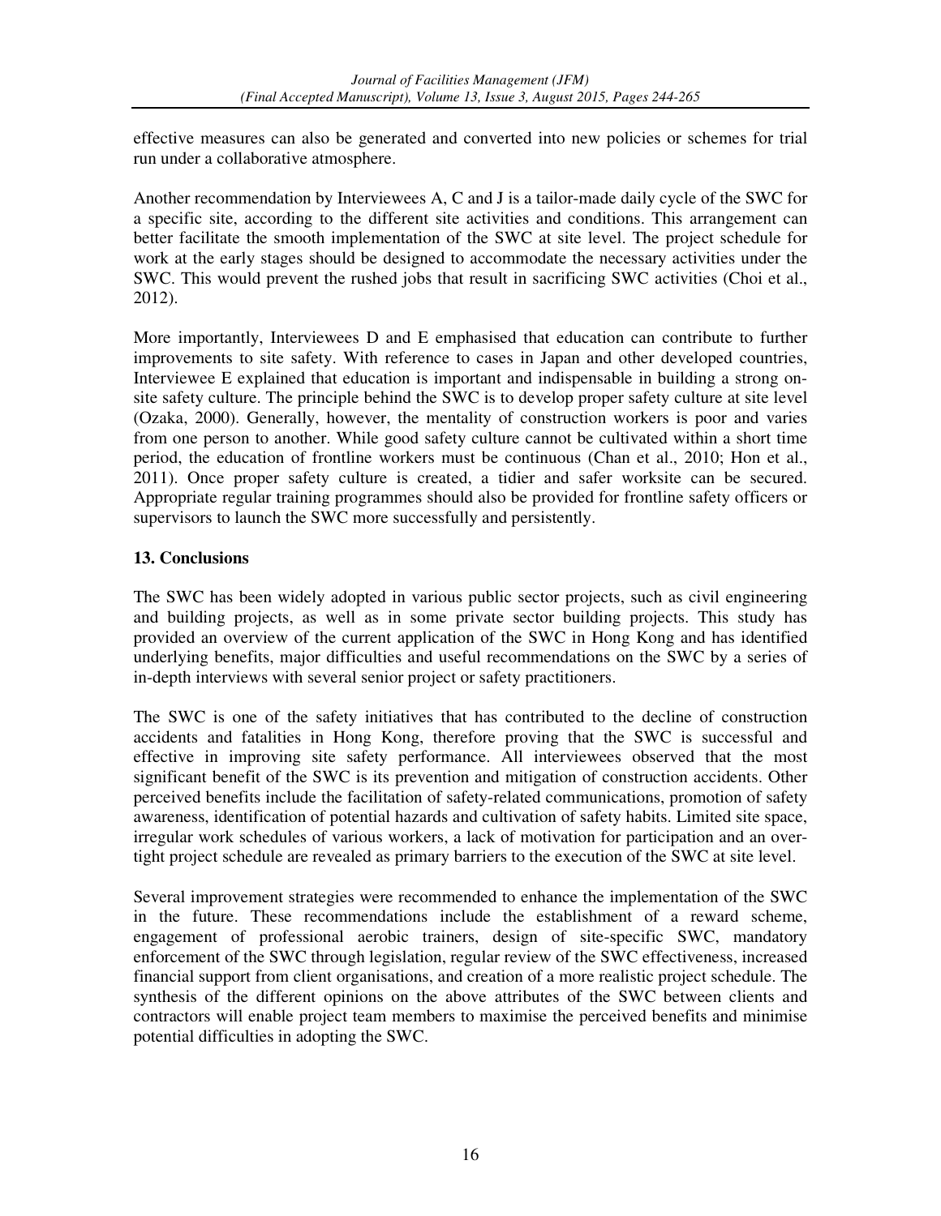effective measures can also be generated and converted into new policies or schemes for trial run under a collaborative atmosphere.

Another recommendation by Interviewees A, C and J is a tailor-made daily cycle of the SWC for a specific site, according to the different site activities and conditions. This arrangement can better facilitate the smooth implementation of the SWC at site level. The project schedule for work at the early stages should be designed to accommodate the necessary activities under the SWC. This would prevent the rushed jobs that result in sacrificing SWC activities (Choi et al., 2012).

More importantly, Interviewees D and E emphasised that education can contribute to further improvements to site safety. With reference to cases in Japan and other developed countries, Interviewee E explained that education is important and indispensable in building a strong on-site safety culture. The principle behind the SWC is to develop proper safety culture at site level (Ozaka, 2000). Generally, however, the mentality of construction workers is poor and varies from one person to another. While good safety culture cannot be cultivated within a short time period, the education of frontline workers must be continuous (Chan et al., 2010; Hon et al., 2011). Once proper safety culture is created, a tidier and safer worksite can be secured. Appropriate regular training programmes should also be provided for frontline safety officers or supervisors to launch the SWC more successfully and persistently.

## 13. Conclusions

The SWC has been widely adopted in various public sector projects, such as civil engineering and building projects, as well as in some private sector building projects. This study has provided an overview of the current application of the SWC in Hong Kong and has identified underlying benefits, major difficulties and useful recommendations on the SWC by a series of in-depth interviews with several senior project or safety practitioners.

The SWC is one of the safety initiatives that has contributed to the decline of construction accidents and fatalities in Hong Kong, therefore proving that the SWC is successful and effective in improving site safety performance. All interviewees observed that the most significant benefit of the SWC is its prevention and mitigation of construction accidents. Other perceived benefits include the facilitation of safety-related communications, promotion of safety awareness, identification of potential hazards and cultivation of safety habits. Limited site space, irregular work schedules of various workers, a lack of motivation for participation and an over-tight project schedule are revealed as primary barriers to the execution of the SWC at site level.

Several improvement strategies were recommended to enhance the implementation of the SWC in the future. These recommendations include the establishment of a reward scheme, engagement of professional aerobic trainers, design of site-specific SWC, mandatory enforcement of the SWC through legislation, regular review of the SWC effectiveness, increased financial support from client organisations, and creation of a more realistic project schedule. The synthesis of the different opinions on the above attributes of the SWC between clients and contractors will enable project team members to maximise the perceived benefits and minimise potential difficulties in adopting the SWC.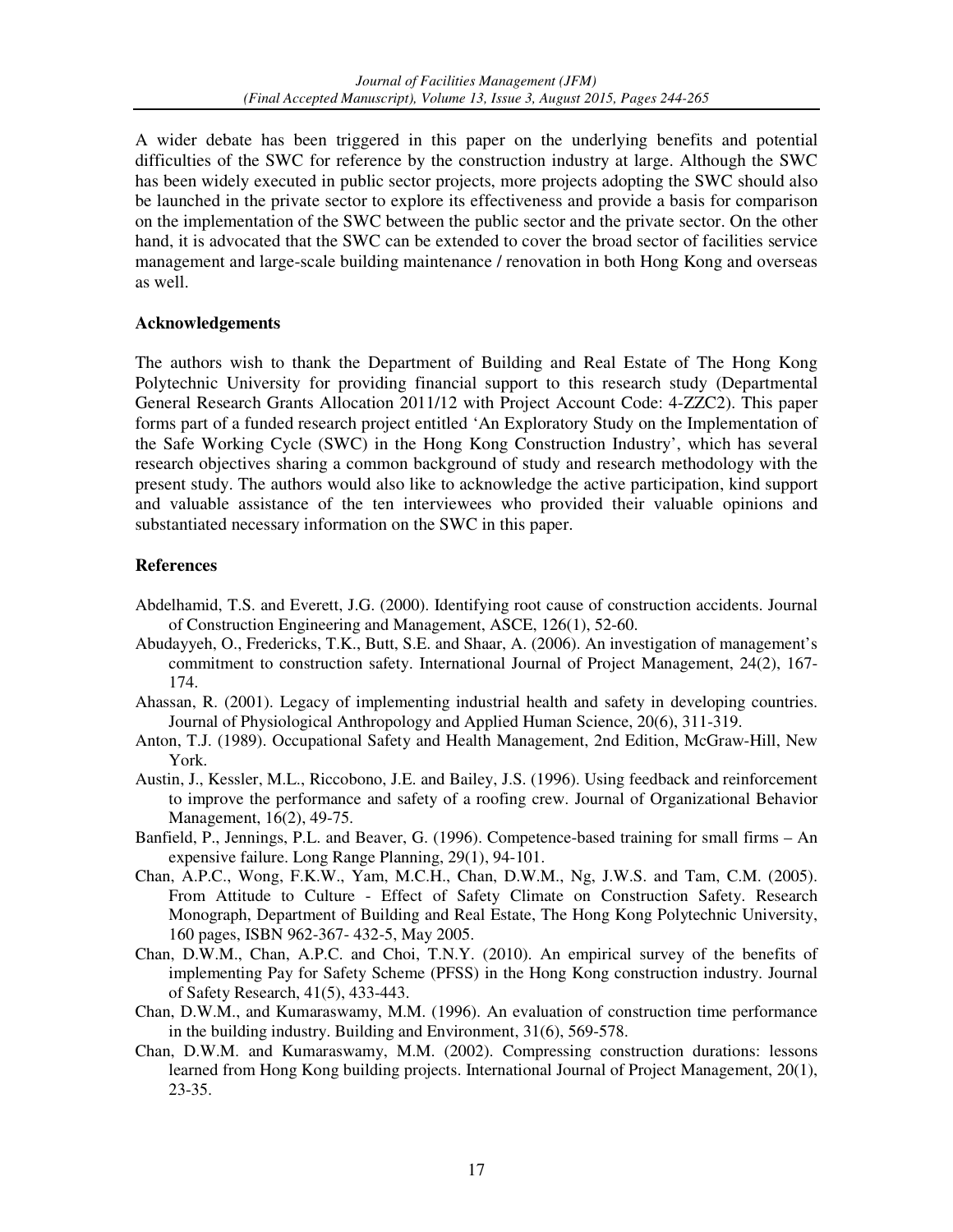A wider debate has been triggered in this paper on the underlying benefits and potential difficulties of the SWC for reference by the construction industry at large. Although the SWC has been widely executed in public sector projects, more projects adopting the SWC should also be launched in the private sector to explore its effectiveness and provide a basis for comparison on the implementation of the SWC between the public sector and the private sector. On the other hand, it is advocated that the SWC can be extended to cover the broad sector of facilities service management and large-scale building maintenance / renovation in both Hong Kong and overseas as well.

**Acknowledgements**

The authors wish to thank the Department of Building and Real Estate of The Hong Kong Polytechnic University for providing financial support to this research study (Departmental General Research Grants Allocation 2011/12 with Project Account Code: 4-ZZC2). This paper forms part of a funded research project entitled 'An Exploratory Study on the Implementation of the Safe Working Cycle (SWC) in the Hong Kong Construction Industry', which has several research objectives sharing a common background of study and research methodology with the present study. The authors would also like to acknowledge the active participation, kind support and valuable assistance of the ten interviewees who provided their valuable opinions and substantiated necessary information on the SWC in this paper.

**References**

Abdelhamid, T.S. and Everett, J.G. (2000). Identifying root cause of construction accidents. Journal of Construction Engineering and Management, ASCE, 126(1), 52-60.

Abudayyeh, O., Fredericks, T.K., Butt, S.E. and Shaar, A. (2006). An investigation of management's commitment to construction safety. International Journal of Project Management, 24(2), 167-174.

Ahassan, R. (2001). Legacy of implementing industrial health and safety in developing countries. Journal of Physiological Anthropology and Applied Human Science, 20(6), 311-319.

Anton, T.J. (1989). Occupational Safety and Health Management, 2nd Edition, McGraw-Hill, New York.

Austin, J., Kessler, M.L., Riccobono, J.E. and Bailey, J.S. (1996). Using feedback and reinforcement to improve the performance and safety of a roofing crew. Journal of Organizational Behavior Management, 16(2), 49-75.

Banfield, P., Jennings, P.L. and Beaver, G. (1996). Competence-based training for small firms – An expensive failure. Long Range Planning, 29(1), 94-101.

Chan, A.P.C., Wong, F.K.W., Yam, M.C.H., Chan, D.W.M., Ng, J.W.S. and Tam, C.M. (2005). From Attitude to Culture - Effect of Safety Climate on Construction Safety. Research Monograph, Department of Building and Real Estate, The Hong Kong Polytechnic University, 160 pages, ISBN 962-367- 432-5, May 2005.

Chan, D.W.M., Chan, A.P.C. and Choi, T.N.Y. (2010). An empirical survey of the benefits of implementing Pay for Safety Scheme (PFSS) in the Hong Kong construction industry. Journal of Safety Research, 41(5), 433-443.

Chan, D.W.M., and Kumaraswamy, M.M. (1996). An evaluation of construction time performance in the building industry. Building and Environment, 31(6), 569-578.

Chan, D.W.M. and Kumaraswamy, M.M. (2002). Compressing construction durations: lessons learned from Hong Kong building projects. International Journal of Project Management, 20(1), 23-35.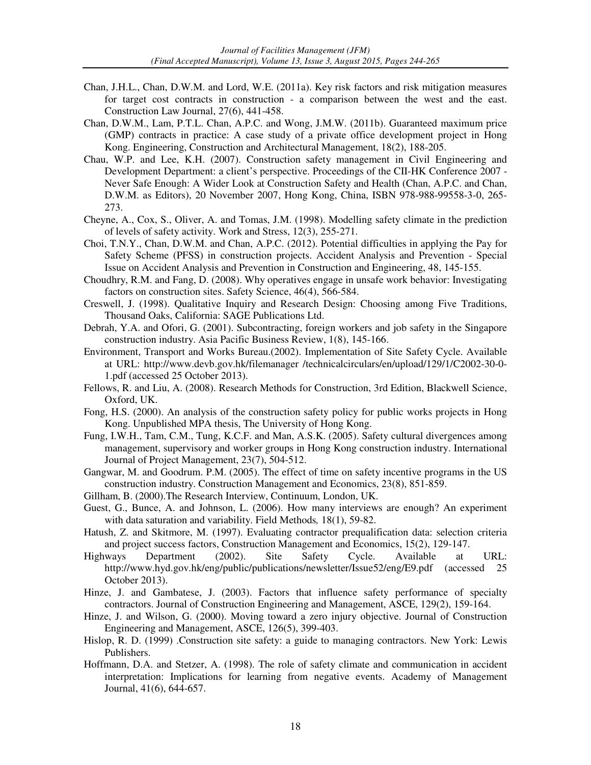Chan, J.H.L., Chan, D.W.M. and Lord, W.E. (2011a). Key risk factors and risk mitigation measures for target cost contracts in construction - a comparison between the west and the east. Construction Law Journal, 27(6), 441-458.

Chan, D.W.M., Lam, P.T.L. Chan, A.P.C. and Wong, J.M.W. (2011b). Guaranteed maximum price (GMP) contracts in practice: A case study of a private office development project in Hong Kong. Engineering, Construction and Architectural Management, 18(2), 188-205.

Chau, W.P. and Lee, K.H. (2007). Construction safety management in Civil Engineering and Development Department: a client's perspective. Proceedings of the CII-HK Conference 2007 - Never Safe Enough: A Wider Look at Construction Safety and Health (Chan, A.P.C. and Chan, D.W.M. as Editors), 20 November 2007, Hong Kong, China, ISBN 978-988-99558-3-0, 265-273.

Cheyne, A., Cox, S., Oliver, A. and Tomas, J.M. (1998). Modelling safety climate in the prediction of levels of safety activity. Work and Stress, 12(3), 255-271.

Choi, T.N.Y., Chan, D.W.M. and Chan, A.P.C. (2012). Potential difficulties in applying the Pay for Safety Scheme (PFSS) in construction projects. Accident Analysis and Prevention - Special Issue on Accident Analysis and Prevention in Construction and Engineering, 48, 145-155.

Choudhry, R.M. and Fang, D. (2008). Why operatives engage in unsafe work behavior: Investigating factors on construction sites. Safety Science, 46(4), 566-584.

Creswell, J. (1998). Qualitative Inquiry and Research Design: Choosing among Five Traditions, Thousand Oaks, California: SAGE Publications Ltd.

Debrah, Y.A. and Ofori, G. (2001). Subcontracting, foreign workers and job safety in the Singapore construction industry. Asia Pacific Business Review, 1(8), 145-166.

Environment, Transport and Works Bureau.(2002). Implementation of Site Safety Cycle. Available at URL: http://www.devb.gov.hk/filemanager /technicalcirculars/en/upload/129/1/C2002-30-0-1.pdf (accessed 25 October 2013).

Fellows, R. and Liu, A. (2008). Research Methods for Construction, 3rd Edition, Blackwell Science, Oxford, UK.

Fong, H.S. (2000). An analysis of the construction safety policy for public works projects in Hong Kong. Unpublished MPA thesis, The University of Hong Kong.

Fung, I.W.H., Tam, C.M., Tung, K.C.F. and Man, A.S.K. (2005). Safety cultural divergences among management, supervisory and worker groups in Hong Kong construction industry. International Journal of Project Management, 23(7), 504-512.

Gangwar, M. and Goodrum. P.M. (2005). The effect of time on safety incentive programs in the US construction industry. Construction Management and Economics, 23(8), 851-859.

Gillham, B. (2000).The Research Interview, Continuum, London, UK.

Guest, G., Bunce, A. and Johnson, L. (2006). How many interviews are enough? An experiment with data saturation and variability. Field Methods*,* 18(1), 59-82.

Hatush, Z. and Skitmore, M. (1997). Evaluating contractor prequalification data: selection criteria and project success factors, Construction Management and Economics, 15(2), 129-147.

Highways Department (2002). Site Safety Cycle. Available at URL: http://www.hyd.gov.hk/eng/public/publications/newsletter/Issue52/eng/E9.pdf (accessed 25 October 2013).

Hinze, J. and Gambatese, J. (2003). Factors that influence safety performance of specialty contractors. Journal of Construction Engineering and Management, ASCE, 129(2), 159-164.

Hinze, J. and Wilson, G. (2000). Moving toward a zero injury objective. Journal of Construction Engineering and Management, ASCE, 126(5), 399-403.

Hislop, R. D. (1999) .Construction site safety: a guide to managing contractors. New York: Lewis Publishers.

Hoffmann, D.A. and Stetzer, A. (1998). The role of safety climate and communication in accident interpretation: Implications for learning from negative events. Academy of Management Journal, 41(6), 644-657.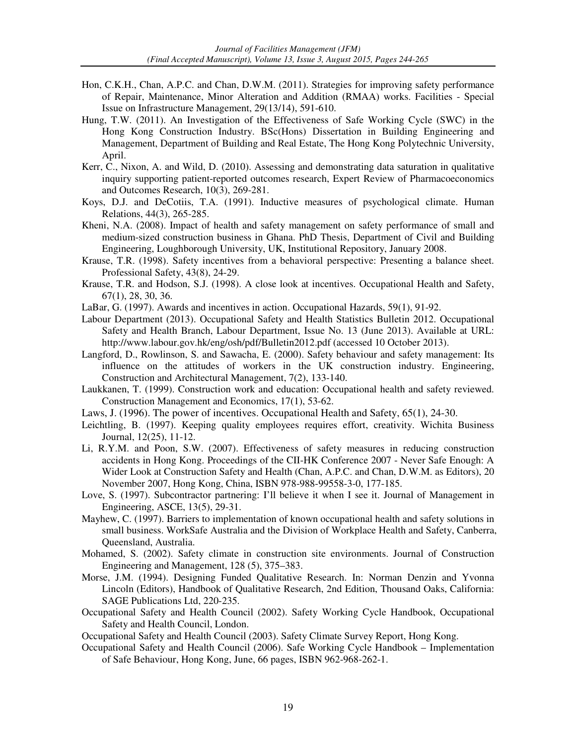Hon, C.K.H., Chan, A.P.C. and Chan, D.W.M. (2011). Strategies for improving safety performance of Repair, Maintenance, Minor Alteration and Addition (RMAA) works. Facilities - Special Issue on Infrastructure Management, 29(13/14), 591-610.

Hung, T.W. (2011). An Investigation of the Effectiveness of Safe Working Cycle (SWC) in the Hong Kong Construction Industry. BSc(Hons) Dissertation in Building Engineering and Management, Department of Building and Real Estate, The Hong Kong Polytechnic University, April.

Kerr, C., Nixon, A. and Wild, D. (2010). Assessing and demonstrating data saturation in qualitative inquiry supporting patient-reported outcomes research, Expert Review of Pharmacoeconomics and Outcomes Research, 10(3), 269-281.

Koys, D.J. and DeCotiis, T.A. (1991). Inductive measures of psychological climate. Human Relations, 44(3), 265-285.

Kheni, N.A. (2008). Impact of health and safety management on safety performance of small and medium-sized construction business in Ghana. PhD Thesis, Department of Civil and Building Engineering, Loughborough University, UK, Institutional Repository, January 2008.

Krause, T.R. (1998). Safety incentives from a behavioral perspective: Presenting a balance sheet. Professional Safety, 43(8), 24-29.

Krause, T.R. and Hodson, S.J. (1998). A close look at incentives. Occupational Health and Safety, 67(1), 28, 30, 36.

LaBar, G. (1997). Awards and incentives in action. Occupational Hazards, 59(1), 91-92.

Labour Department (2013). Occupational Safety and Health Statistics Bulletin 2012. Occupational Safety and Health Branch, Labour Department, Issue No. 13 (June 2013). Available at URL: http://www.labour.gov.hk/eng/osh/pdf/Bulletin2012.pdf (accessed 10 October 2013).

Langford, D., Rowlinson, S. and Sawacha, E. (2000). Safety behaviour and safety management: Its influence on the attitudes of workers in the UK construction industry. Engineering, Construction and Architectural Management, 7(2), 133-140.

Laukkanen, T. (1999). Construction work and education: Occupational health and safety reviewed. Construction Management and Economics, 17(1), 53-62.

Laws, J. (1996). The power of incentives. Occupational Health and Safety, 65(1), 24-30.

Leichtling, B. (1997). Keeping quality employees requires effort, creativity. Wichita Business Journal, 12(25), 11-12.

Li, R.Y.M. and Poon, S.W. (2007). Effectiveness of safety measures in reducing construction accidents in Hong Kong. Proceedings of the CII-HK Conference 2007 - Never Safe Enough: A Wider Look at Construction Safety and Health (Chan, A.P.C. and Chan, D.W.M. as Editors), 20 November 2007, Hong Kong, China, ISBN 978-988-99558-3-0, 177-185.

Love, S. (1997). Subcontractor partnering: I'll believe it when I see it. Journal of Management in Engineering, ASCE, 13(5), 29-31.

Mayhew, C. (1997). Barriers to implementation of known occupational health and safety solutions in small business. WorkSafe Australia and the Division of Workplace Health and Safety, Canberra, Queensland, Australia.

Mohamed, S. (2002). Safety climate in construction site environments. Journal of Construction Engineering and Management, 128 (5), 375–383.

Morse, J.M. (1994). Designing Funded Qualitative Research. In: Norman Denzin and Yvonna Lincoln (Editors), Handbook of Qualitative Research, 2nd Edition, Thousand Oaks, California: SAGE Publications Ltd, 220-235.

Occupational Safety and Health Council (2002). Safety Working Cycle Handbook, Occupational Safety and Health Council, London.

Occupational Safety and Health Council (2003). Safety Climate Survey Report, Hong Kong.

Occupational Safety and Health Council (2006). Safe Working Cycle Handbook – Implementation of Safe Behaviour, Hong Kong, June, 66 pages, ISBN 962-968-262-1.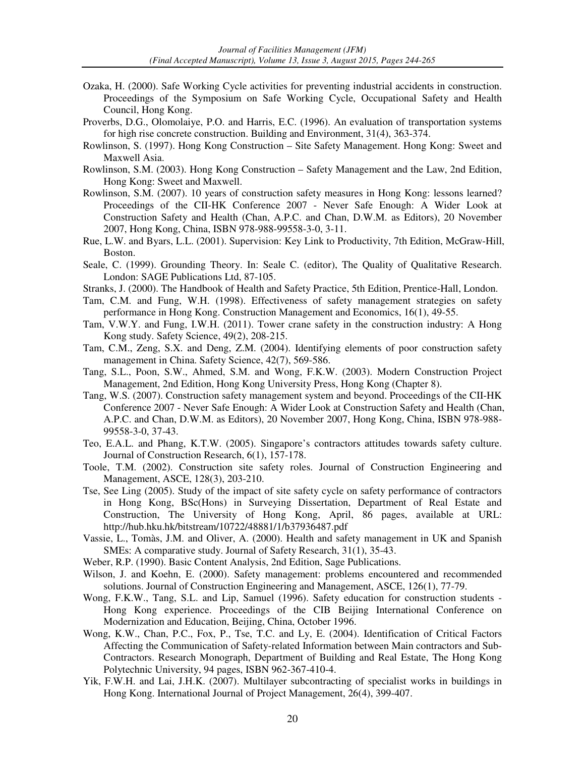Ozaka, H. (2000). Safe Working Cycle activities for preventing industrial accidents in construction. Proceedings of the Symposium on Safe Working Cycle, Occupational Safety and Health Council, Hong Kong.

Proverbs, D.G., Olomolaiye, P.O. and Harris, E.C. (1996). An evaluation of transportation systems for high rise concrete construction. Building and Environment, 31(4), 363-374.

Rowlinson, S. (1997). Hong Kong Construction – Site Safety Management. Hong Kong: Sweet and Maxwell Asia.

Rowlinson, S.M. (2003). Hong Kong Construction – Safety Management and the Law, 2nd Edition, Hong Kong: Sweet and Maxwell.

Rowlinson, S.M. (2007). 10 years of construction safety measures in Hong Kong: lessons learned? Proceedings of the CII-HK Conference 2007 - Never Safe Enough: A Wider Look at Construction Safety and Health (Chan, A.P.C. and Chan, D.W.M. as Editors), 20 November 2007, Hong Kong, China, ISBN 978-988-99558-3-0, 3-11.

Rue, L.W. and Byars, L.L. (2001). Supervision: Key Link to Productivity, 7th Edition, McGraw-Hill, Boston.

Seale, C. (1999). Grounding Theory. In: Seale C. (editor), The Quality of Qualitative Research. London: SAGE Publications Ltd, 87-105.

Stranks, J. (2000). The Handbook of Health and Safety Practice, 5th Edition, Prentice-Hall, London.

Tam, C.M. and Fung, W.H. (1998). Effectiveness of safety management strategies on safety performance in Hong Kong. Construction Management and Economics, 16(1), 49-55.

Tam, V.W.Y. and Fung, I.W.H. (2011). Tower crane safety in the construction industry: A Hong Kong study. Safety Science, 49(2), 208-215.

Tam, C.M., Zeng, S.X. and Deng, Z.M. (2004). Identifying elements of poor construction safety management in China. Safety Science, 42(7), 569-586.

Tang, S.L., Poon, S.W., Ahmed, S.M. and Wong, F.K.W. (2003). Modern Construction Project Management, 2nd Edition, Hong Kong University Press, Hong Kong (Chapter 8).

Tang, W.S. (2007). Construction safety management system and beyond. Proceedings of the CII-HK Conference 2007 - Never Safe Enough: A Wider Look at Construction Safety and Health (Chan, A.P.C. and Chan, D.W.M. as Editors), 20 November 2007, Hong Kong, China, ISBN 978-988-99558-3-0, 37-43.

Teo, E.A.L. and Phang, K.T.W. (2005). Singapore's contractors attitudes towards safety culture. Journal of Construction Research, 6(1), 157-178.

Toole, T.M. (2002). Construction site safety roles. Journal of Construction Engineering and Management, ASCE, 128(3), 203-210.

Tse, See Ling (2005). Study of the impact of site safety cycle on safety performance of contractors in Hong Kong, BSc(Hons) in Surveying Dissertation, Department of Real Estate and Construction, The University of Hong Kong, April, 86 pages, available at URL: http://hub.hku.hk/bitstream/10722/48881/1/b37936487.pdf

Vassie, L., Tomàs, J.M. and Oliver, A. (2000). Health and safety management in UK and Spanish SMEs: A comparative study. Journal of Safety Research, 31(1), 35-43.

Weber, R.P. (1990). Basic Content Analysis, 2nd Edition, Sage Publications.

Wilson, J. and Koehn, E. (2000). Safety management: problems encountered and recommended solutions. Journal of Construction Engineering and Management, ASCE, 126(1), 77-79.

Wong, F.K.W., Tang, S.L. and Lip, Samuel (1996). Safety education for construction students - Hong Kong experience. Proceedings of the CIB Beijing International Conference on Modernization and Education, Beijing, China, October 1996.

Wong, K.W., Chan, P.C., Fox, P., Tse, T.C. and Ly, E. (2004). Identification of Critical Factors Affecting the Communication of Safety-related Information between Main contractors and Sub-Contractors. Research Monograph, Department of Building and Real Estate, The Hong Kong Polytechnic University, 94 pages, ISBN 962-367-410-4.

Yik, F.W.H. and Lai, J.H.K. (2007). Multilayer subcontracting of specialist works in buildings in Hong Kong. International Journal of Project Management, 26(4), 399-407.